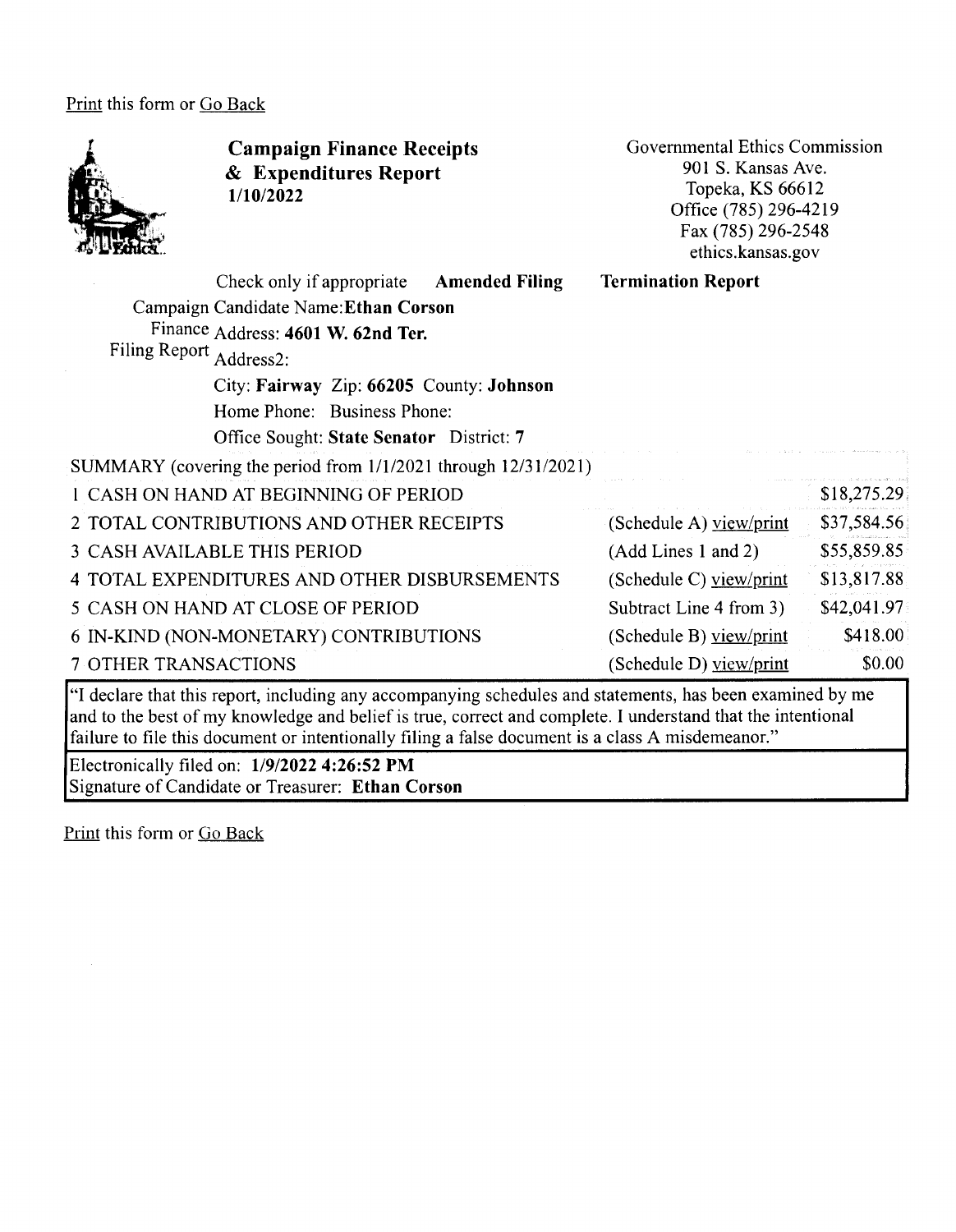Print this form or Go Back

# Campaign Finance Receipts & Expenditures Report

**1/10/2022**

Governmental Ethics Commission
901 S. Kansas Ave.
Topeka, KS 66612
Office (785) 296-4219
Fax (785) 296-2548
ethics.kansas.gov

Check only if appropriate **Amended Filing** **Termination Report**

Campaign Finance Filing Report

Candidate Name: **Ethan Corson**
Address: **4601 W. 62nd Ter.**
Address2:
City: **Fairway** Zip: **66205** County: **Johnson**
Home Phone: Business Phone:
Office Sought: **State Senator** District: **7**

| SUMMARY (covering the period from 1/1/2021 through 12/31/2021) | | |
|---|---|---|
| 1 CASH ON HAND AT BEGINNING OF PERIOD | | $18,275.29 |
| 2 TOTAL CONTRIBUTIONS AND OTHER RECEIPTS | (Schedule A) view/print | $37,584.56 |
| 3 CASH AVAILABLE THIS PERIOD | (Add Lines 1 and 2) | $55,859.85 |
| 4 TOTAL EXPENDITURES AND OTHER DISBURSEMENTS | (Schedule C) view/print | $13,817.88 |
| 5 CASH ON HAND AT CLOSE OF PERIOD | Subtract Line 4 from 3) | $42,041.97 |
| 6 IN-KIND (NON-MONETARY) CONTRIBUTIONS | (Schedule B) view/print | $418.00 |
| 7 OTHER TRANSACTIONS | (Schedule D) view/print | $0.00 |

"I declare that this report, including any accompanying schedules and statements, has been examined by me and to the best of my knowledge and belief is true, correct and complete. I understand that the intentional failure to file this document or intentionally filing a false document is a class A misdemeanor."

Electronically filed on: **1/9/2022 4:26:52 PM**
Signature of Candidate or Treasurer: **Ethan Corson**

Print this form or Go Back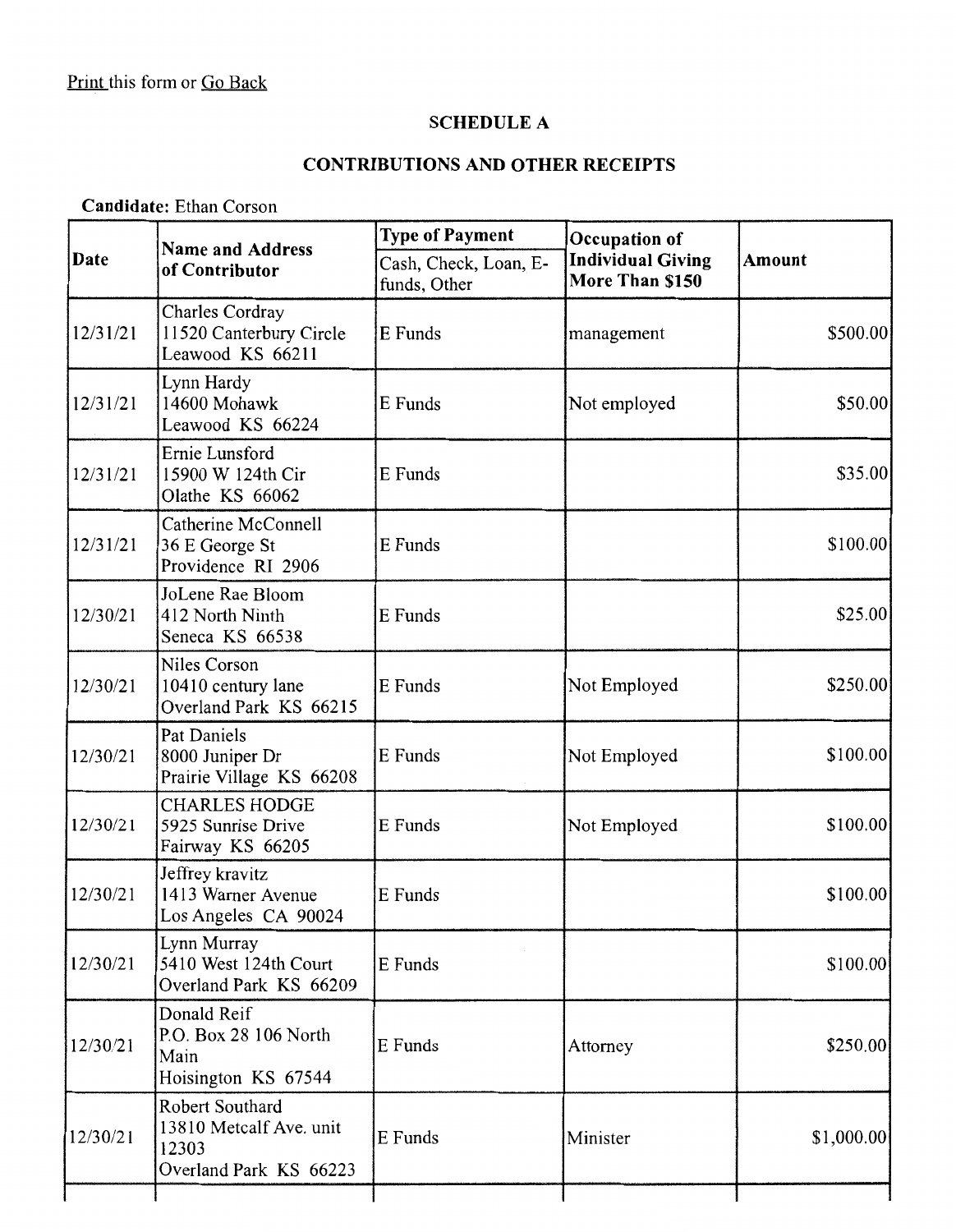Print this form or Go Back

## SCHEDULE A

## CONTRIBUTIONS AND OTHER RECEIPTS

**Candidate:** Ethan Corson

| Date | Name and Address of Contributor | Type of Payment<br>Cash, Check, Loan, E-funds, Other | Occupation of Individual Giving More Than $150 | Amount |
|---|---|---|---|---|
| 12/31/21 | Charles Cordray<br>11520 Canterbury Circle<br>Leawood KS 66211 | E Funds | management | $500.00 |
| 12/31/21 | Lynn Hardy<br>14600 Mohawk<br>Leawood KS 66224 | E Funds | Not employed | $50.00 |
| 12/31/21 | Ernie Lunsford<br>15900 W 124th Cir<br>Olathe KS 66062 | E Funds | | $35.00 |
| 12/31/21 | Catherine McConnell<br>36 E George St<br>Providence RI 2906 | E Funds | | $100.00 |
| 12/30/21 | JoLene Rae Bloom<br>412 North Ninth<br>Seneca KS 66538 | E Funds | | $25.00 |
| 12/30/21 | Niles Corson<br>10410 century lane<br>Overland Park KS 66215 | E Funds | Not Employed | $250.00 |
| 12/30/21 | Pat Daniels<br>8000 Juniper Dr<br>Prairie Village KS 66208 | E Funds | Not Employed | $100.00 |
| 12/30/21 | CHARLES HODGE<br>5925 Sunrise Drive<br>Fairway KS 66205 | E Funds | Not Employed | $100.00 |
| 12/30/21 | Jeffrey kravitz<br>1413 Warner Avenue<br>Los Angeles CA 90024 | E Funds | | $100.00 |
| 12/30/21 | Lynn Murray<br>5410 West 124th Court<br>Overland Park KS 66209 | E Funds | | $100.00 |
| 12/30/21 | Donald Reif<br>P.O. Box 28 106 North Main<br>Hoisington KS 67544 | E Funds | Attorney | $250.00 |
| 12/30/21 | Robert Southard<br>13810 Metcalf Ave. unit 12303<br>Overland Park KS 66223 | E Funds | Minister | $1,000.00 |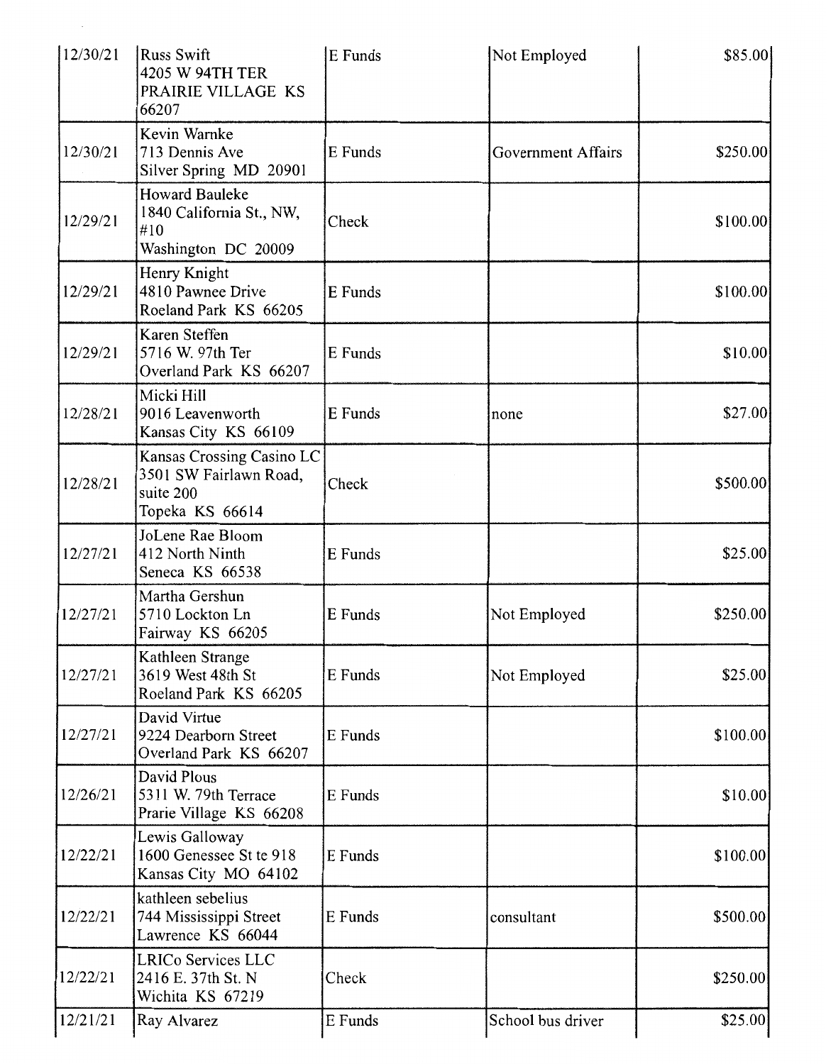| | | | | |
|---|---|---|---|---|
| 12/30/21 | Russ Swift<br>4205 W 94TH TER<br>PRAIRIE VILLAGE KS<br>66207 | E Funds | Not Employed | $85.00 |
| 12/30/21 | Kevin Warnke<br>713 Dennis Ave<br>Silver Spring MD 20901 | E Funds | Government Affairs | $250.00 |
| 12/29/21 | Howard Bauleke<br>1840 California St., NW,<br>#10<br>Washington DC 20009 | Check | | $100.00 |
| 12/29/21 | Henry Knight<br>4810 Pawnee Drive<br>Roeland Park KS 66205 | E Funds | | $100.00 |
| 12/29/21 | Karen Steffen<br>5716 W. 97th Ter<br>Overland Park KS 66207 | E Funds | | $10.00 |
| 12/28/21 | Micki Hill<br>9016 Leavenworth<br>Kansas City KS 66109 | E Funds | none | $27.00 |
| 12/28/21 | Kansas Crossing Casino LC<br>3501 SW Fairlawn Road,<br>suite 200<br>Topeka KS 66614 | Check | | $500.00 |
| 12/27/21 | JoLene Rae Bloom<br>412 North Ninth<br>Seneca KS 66538 | E Funds | | $25.00 |
| 12/27/21 | Martha Gershun<br>5710 Lockton Ln<br>Fairway KS 66205 | E Funds | Not Employed | $250.00 |
| 12/27/21 | Kathleen Strange<br>3619 West 48th St<br>Roeland Park KS 66205 | E Funds | Not Employed | $25.00 |
| 12/27/21 | David Virtue<br>9224 Dearborn Street<br>Overland Park KS 66207 | E Funds | | $100.00 |
| 12/26/21 | David Plous<br>5311 W. 79th Terrace<br>Prarie Village KS 66208 | E Funds | | $10.00 |
| 12/22/21 | Lewis Galloway<br>1600 Genessee St te 918<br>Kansas City MO 64102 | E Funds | | $100.00 |
| 12/22/21 | kathleen sebelius<br>744 Mississippi Street<br>Lawrence KS 66044 | E Funds | consultant | $500.00 |
| 12/22/21 | LRICo Services LLC<br>2416 E. 37th St. N<br>Wichita KS 67219 | Check | | $250.00 |
| 12/21/21 | Ray Alvarez | E Funds | School bus driver | $25.00 |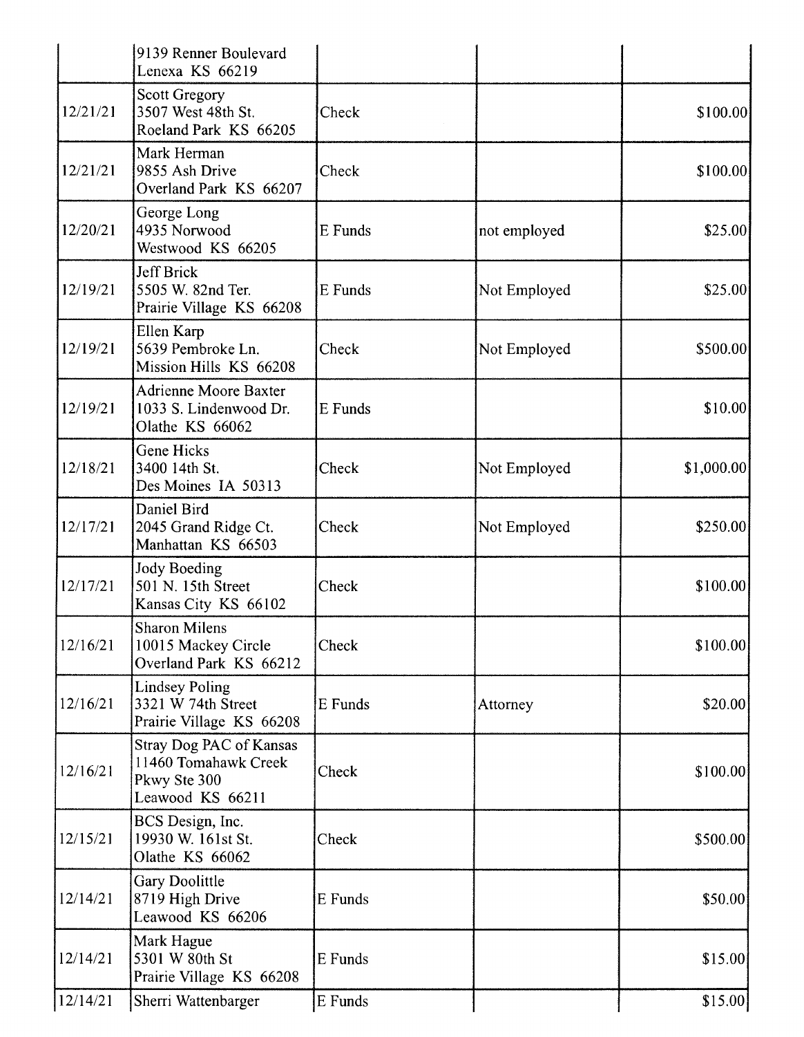| | | | | |
|---|---|---|---|---|
| | 9139 Renner Boulevard<br>Lenexa KS 66219 | | | |
| 12/21/21 | Scott Gregory<br>3507 West 48th St.<br>Roeland Park KS 66205 | Check | | $100.00 |
| 12/21/21 | Mark Herman<br>9855 Ash Drive<br>Overland Park KS 66207 | Check | | $100.00 |
| 12/20/21 | George Long<br>4935 Norwood<br>Westwood KS 66205 | E Funds | not employed | $25.00 |
| 12/19/21 | Jeff Brick<br>5505 W. 82nd Ter.<br>Prairie Village KS 66208 | E Funds | Not Employed | $25.00 |
| 12/19/21 | Ellen Karp<br>5639 Pembroke Ln.<br>Mission Hills KS 66208 | Check | Not Employed | $500.00 |
| 12/19/21 | Adrienne Moore Baxter<br>1033 S. Lindenwood Dr.<br>Olathe KS 66062 | E Funds | | $10.00 |
| 12/18/21 | Gene Hicks<br>3400 14th St.<br>Des Moines IA 50313 | Check | Not Employed | $1,000.00 |
| 12/17/21 | Daniel Bird<br>2045 Grand Ridge Ct.<br>Manhattan KS 66503 | Check | Not Employed | $250.00 |
| 12/17/21 | Jody Boeding<br>501 N. 15th Street<br>Kansas City KS 66102 | Check | | $100.00 |
| 12/16/21 | Sharon Milens<br>10015 Mackey Circle<br>Overland Park KS 66212 | Check | | $100.00 |
| 12/16/21 | Lindsey Poling<br>3321 W 74th Street<br>Prairie Village KS 66208 | E Funds | Attorney | $20.00 |
| 12/16/21 | Stray Dog PAC of Kansas<br>11460 Tomahawk Creek Pkwy Ste 300<br>Leawood KS 66211 | Check | | $100.00 |
| 12/15/21 | BCS Design, Inc.<br>19930 W. 161st St.<br>Olathe KS 66062 | Check | | $500.00 |
| 12/14/21 | Gary Doolittle<br>8719 High Drive<br>Leawood KS 66206 | E Funds | | $50.00 |
| 12/14/21 | Mark Hague<br>5301 W 80th St<br>Prairie Village KS 66208 | E Funds | | $15.00 |
| 12/14/21 | Sherri Wattenbarger | E Funds | | $15.00 |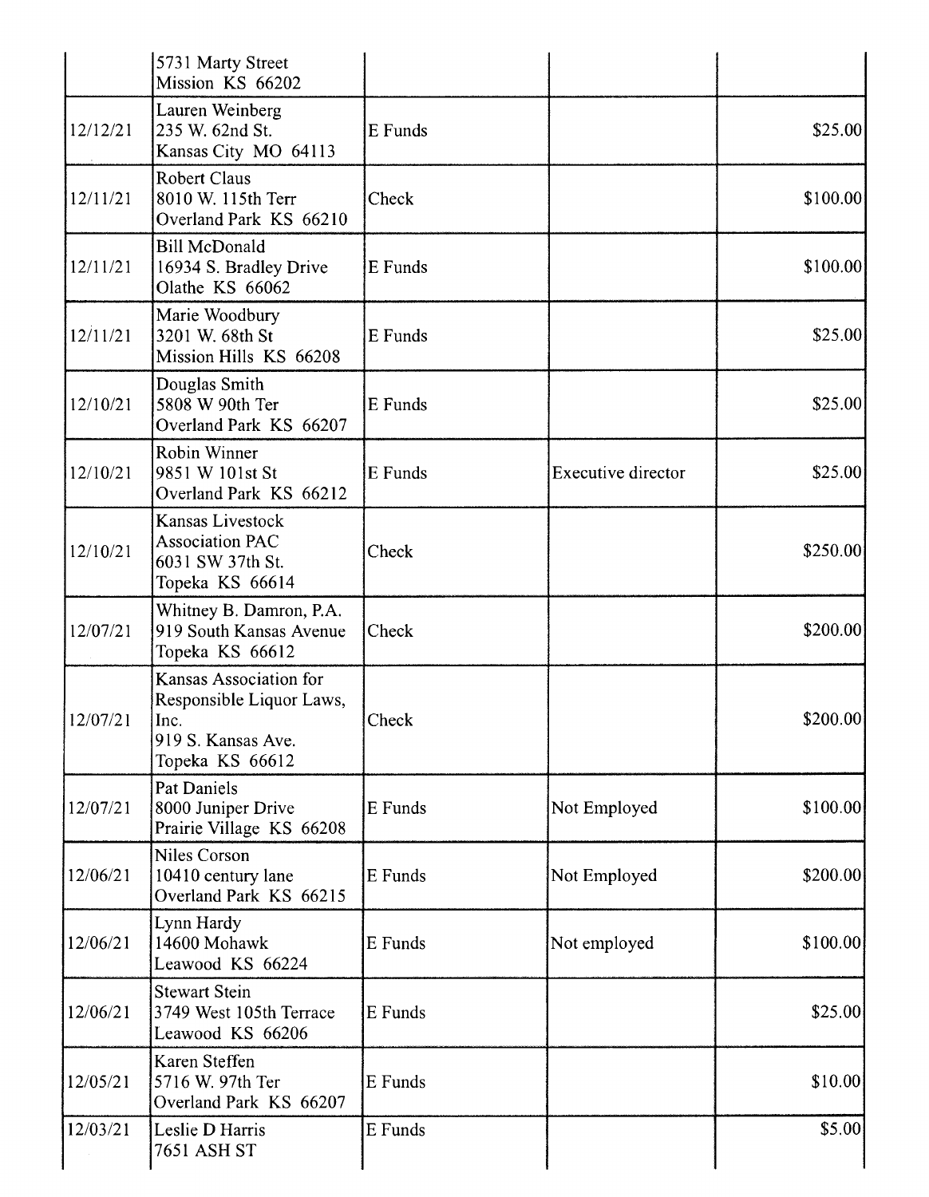| | | | | |
|---|---|---|---|---|
| | 5731 Marty Street<br>Mission KS 66202 | | | |
| 12/12/21 | Lauren Weinberg<br>235 W. 62nd St.<br>Kansas City MO 64113 | E Funds | | $25.00 |
| 12/11/21 | Robert Claus<br>8010 W. 115th Terr<br>Overland Park KS 66210 | Check | | $100.00 |
| 12/11/21 | Bill McDonald<br>16934 S. Bradley Drive<br>Olathe KS 66062 | E Funds | | $100.00 |
| 12/11/21 | Marie Woodbury<br>3201 W. 68th St<br>Mission Hills KS 66208 | E Funds | | $25.00 |
| 12/10/21 | Douglas Smith<br>5808 W 90th Ter<br>Overland Park KS 66207 | E Funds | | $25.00 |
| 12/10/21 | Robin Winner<br>9851 W 101st St<br>Overland Park KS 66212 | E Funds | Executive director | $25.00 |
| 12/10/21 | Kansas Livestock Association PAC<br>6031 SW 37th St.<br>Topeka KS 66614 | Check | | $250.00 |
| 12/07/21 | Whitney B. Damron, P.A.<br>919 South Kansas Avenue<br>Topeka KS 66612 | Check | | $200.00 |
| 12/07/21 | Kansas Association for Responsible Liquor Laws, Inc.<br>919 S. Kansas Ave.<br>Topeka KS 66612 | Check | | $200.00 |
| 12/07/21 | Pat Daniels<br>8000 Juniper Drive<br>Prairie Village KS 66208 | E Funds | Not Employed | $100.00 |
| 12/06/21 | Niles Corson<br>10410 century lane<br>Overland Park KS 66215 | E Funds | Not Employed | $200.00 |
| 12/06/21 | Lynn Hardy<br>14600 Mohawk<br>Leawood KS 66224 | E Funds | Not employed | $100.00 |
| 12/06/21 | Stewart Stein<br>3749 West 105th Terrace<br>Leawood KS 66206 | E Funds | | $25.00 |
| 12/05/21 | Karen Steffen<br>5716 W. 97th Ter<br>Overland Park KS 66207 | E Funds | | $10.00 |
| 12/03/21 | Leslie D Harris<br>7651 ASH ST | E Funds | | $5.00 |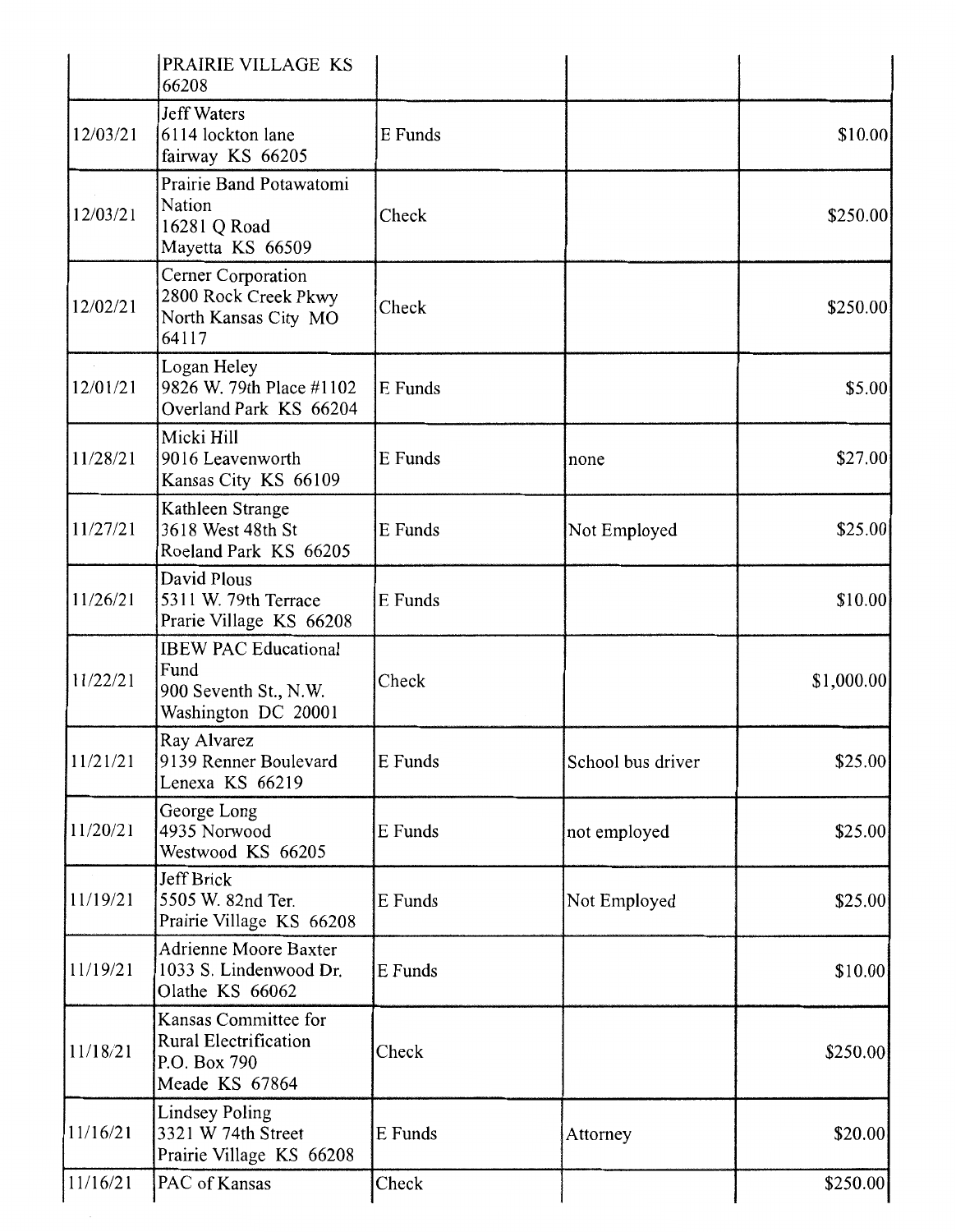| | | | | |
|---|---|---|---|---|
| | PRAIRIE VILLAGE KS 66208 | | | |
| 12/03/21 | Jeff Waters<br>6114 lockton lane<br>fairway KS 66205 | E Funds | | $10.00 |
| 12/03/21 | Prairie Band Potawatomi Nation<br>16281 Q Road<br>Mayetta KS 66509 | Check | | $250.00 |
| 12/02/21 | Cerner Corporation<br>2800 Rock Creek Pkwy<br>North Kansas City MO 64117 | Check | | $250.00 |
| 12/01/21 | Logan Heley<br>9826 W. 79th Place #1102<br>Overland Park KS 66204 | E Funds | | $5.00 |
| 11/28/21 | Micki Hill<br>9016 Leavenworth<br>Kansas City KS 66109 | E Funds | none | $27.00 |
| 11/27/21 | Kathleen Strange<br>3618 West 48th St<br>Roeland Park KS 66205 | E Funds | Not Employed | $25.00 |
| 11/26/21 | David Plous<br>5311 W. 79th Terrace<br>Prarie Village KS 66208 | E Funds | | $10.00 |
| 11/22/21 | IBEW PAC Educational Fund<br>900 Seventh St., N.W.<br>Washington DC 20001 | Check | | $1,000.00 |
| 11/21/21 | Ray Alvarez<br>9139 Renner Boulevard<br>Lenexa KS 66219 | E Funds | School bus driver | $25.00 |
| 11/20/21 | George Long<br>4935 Norwood<br>Westwood KS 66205 | E Funds | not employed | $25.00 |
| 11/19/21 | Jeff Brick<br>5505 W. 82nd Ter.<br>Prairie Village KS 66208 | E Funds | Not Employed | $25.00 |
| 11/19/21 | Adrienne Moore Baxter<br>1033 S. Lindenwood Dr.<br>Olathe KS 66062 | E Funds | | $10.00 |
| 11/18/21 | Kansas Committee for Rural Electrification<br>P.O. Box 790<br>Meade KS 67864 | Check | | $250.00 |
| 11/16/21 | Lindsey Poling<br>3321 W 74th Street<br>Prairie Village KS 66208 | E Funds | Attorney | $20.00 |
| 11/16/21 | PAC of Kansas | Check | | $250.00 |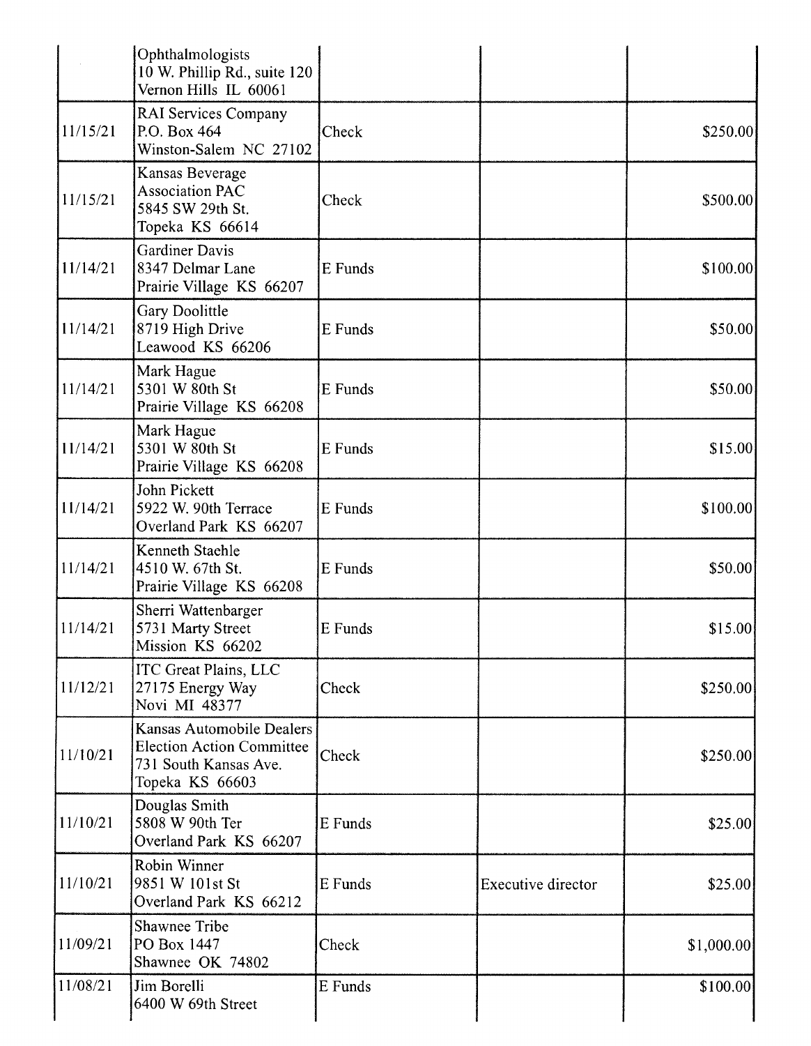|  |  |  |  |  |
|---|---|---|---|---|
|  | Ophthalmologists<br>10 W. Phillip Rd., suite 120<br>Vernon Hills IL 60061 |  |  |  |
| 11/15/21 | RAI Services Company<br>P.O. Box 464<br>Winston-Salem NC 27102 | Check |  | $250.00 |
| 11/15/21 | Kansas Beverage Association PAC<br>5845 SW 29th St.<br>Topeka KS 66614 | Check |  | $500.00 |
| 11/14/21 | Gardiner Davis<br>8347 Delmar Lane<br>Prairie Village KS 66207 | E Funds |  | $100.00 |
| 11/14/21 | Gary Doolittle<br>8719 High Drive<br>Leawood KS 66206 | E Funds |  | $50.00 |
| 11/14/21 | Mark Hague<br>5301 W 80th St<br>Prairie Village KS 66208 | E Funds |  | $50.00 |
| 11/14/21 | Mark Hague<br>5301 W 80th St<br>Prairie Village KS 66208 | E Funds |  | $15.00 |
| 11/14/21 | John Pickett<br>5922 W. 90th Terrace<br>Overland Park KS 66207 | E Funds |  | $100.00 |
| 11/14/21 | Kenneth Staehle<br>4510 W. 67th St.<br>Prairie Village KS 66208 | E Funds |  | $50.00 |
| 11/14/21 | Sherri Wattenbarger<br>5731 Marty Street<br>Mission KS 66202 | E Funds |  | $15.00 |
| 11/12/21 | ITC Great Plains, LLC<br>27175 Energy Way<br>Novi MI 48377 | Check |  | $250.00 |
| 11/10/21 | Kansas Automobile Dealers Election Action Committee<br>731 South Kansas Ave.<br>Topeka KS 66603 | Check |  | $250.00 |
| 11/10/21 | Douglas Smith<br>5808 W 90th Ter<br>Overland Park KS 66207 | E Funds |  | $25.00 |
| 11/10/21 | Robin Winner<br>9851 W 101st St<br>Overland Park KS 66212 | E Funds | Executive director | $25.00 |
| 11/09/21 | Shawnee Tribe<br>PO Box 1447<br>Shawnee OK 74802 | Check |  | $1,000.00 |
| 11/08/21 | Jim Borelli<br>6400 W 69th Street | E Funds |  | $100.00 |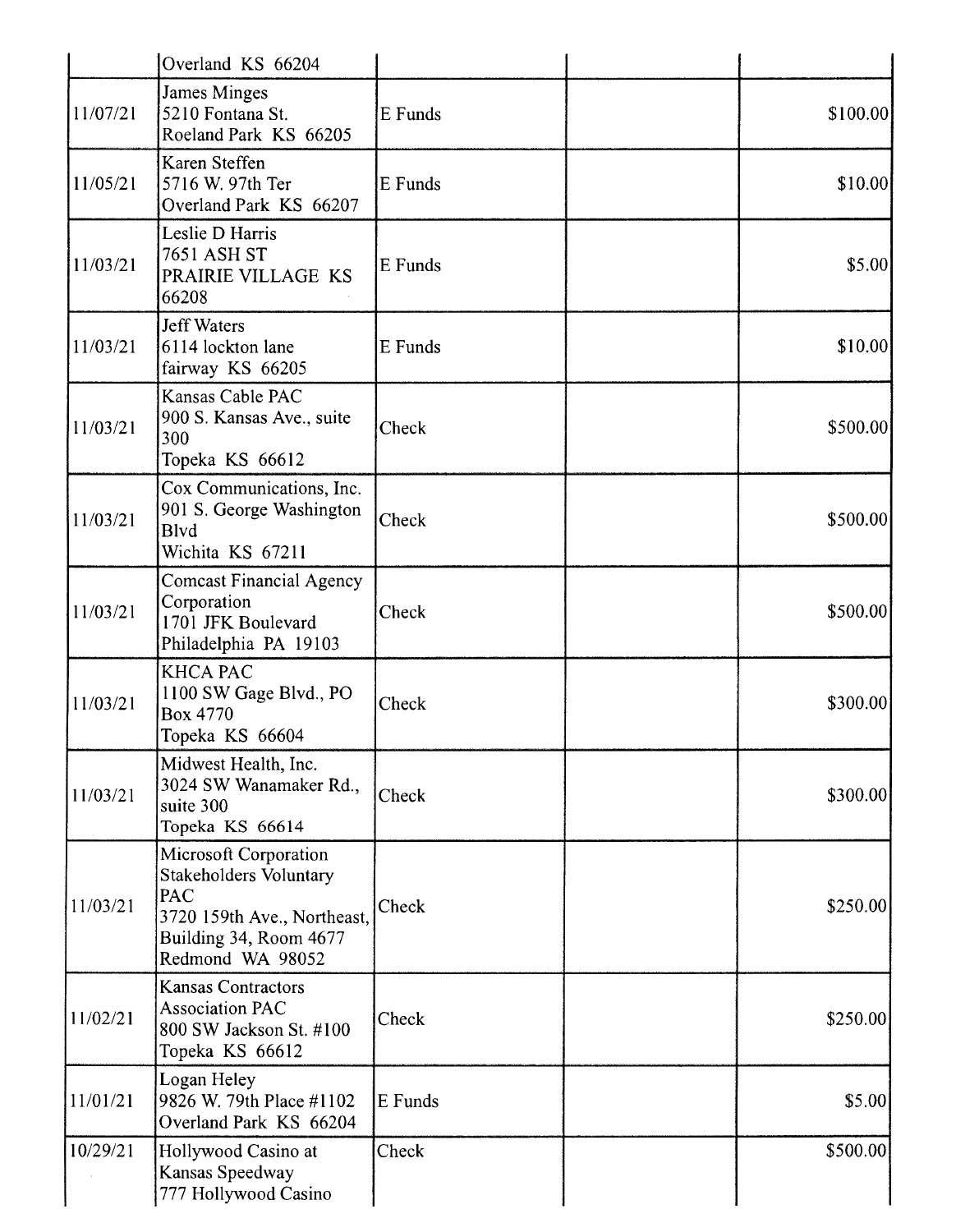| | | | | |
|---|---|---|---|---|
| | Overland KS 66204 | | | |
| 11/07/21 | James Minges<br>5210 Fontana St.<br>Roeland Park KS 66205 | E Funds | | $100.00 |
| 11/05/21 | Karen Steffen<br>5716 W. 97th Ter<br>Overland Park KS 66207 | E Funds | | $10.00 |
| 11/03/21 | Leslie D Harris<br>7651 ASH ST<br>PRAIRIE VILLAGE KS 66208 | E Funds | | $5.00 |
| 11/03/21 | Jeff Waters<br>6114 lockton lane<br>fairway KS 66205 | E Funds | | $10.00 |
| 11/03/21 | Kansas Cable PAC<br>900 S. Kansas Ave., suite 300<br>Topeka KS 66612 | Check | | $500.00 |
| 11/03/21 | Cox Communications, Inc.<br>901 S. George Washington Blvd<br>Wichita KS 67211 | Check | | $500.00 |
| 11/03/21 | Comcast Financial Agency Corporation<br>1701 JFK Boulevard<br>Philadelphia PA 19103 | Check | | $500.00 |
| 11/03/21 | KHCA PAC<br>1100 SW Gage Blvd., PO Box 4770<br>Topeka KS 66604 | Check | | $300.00 |
| 11/03/21 | Midwest Health, Inc.<br>3024 SW Wanamaker Rd., suite 300<br>Topeka KS 66614 | Check | | $300.00 |
| 11/03/21 | Microsoft Corporation Stakeholders Voluntary PAC<br>3720 159th Ave., Northeast, Building 34, Room 4677<br>Redmond WA 98052 | Check | | $250.00 |
| 11/02/21 | Kansas Contractors Association PAC<br>800 SW Jackson St. #100<br>Topeka KS 66612 | Check | | $250.00 |
| 11/01/21 | Logan Heley<br>9826 W. 79th Place #1102<br>Overland Park KS 66204 | E Funds | | $5.00 |
| 10/29/21 | Hollywood Casino at Kansas Speedway<br>777 Hollywood Casino | Check | | $500.00 |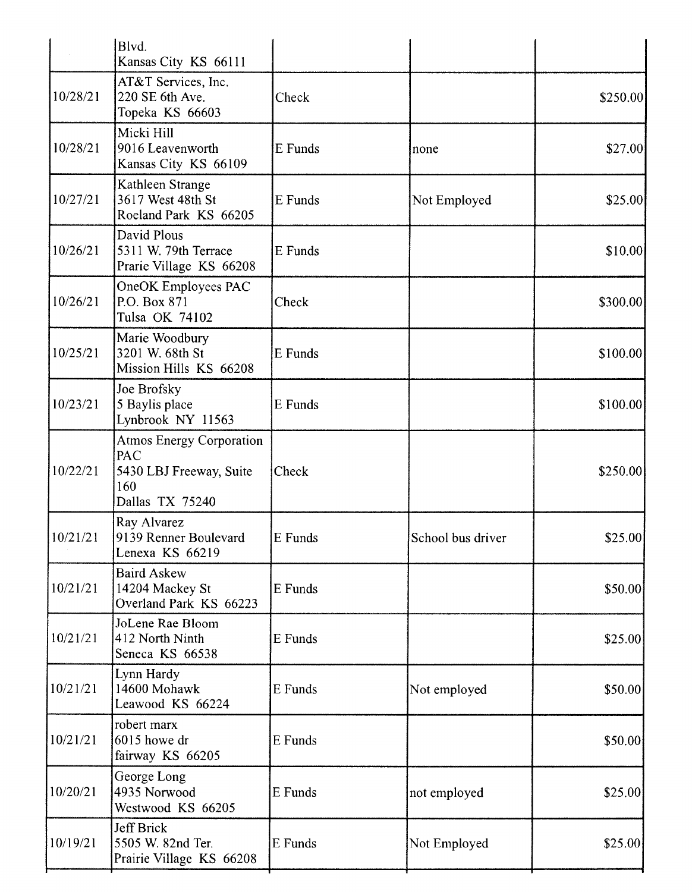| | | | | |
|---|---|---|---|---|
| | Blvd.<br>Kansas City KS 66111 | | | |
| 10/28/21 | AT&T Services, Inc.<br>220 SE 6th Ave.<br>Topeka KS 66603 | Check | | $250.00 |
| 10/28/21 | Micki Hill<br>9016 Leavenworth<br>Kansas City KS 66109 | E Funds | none | $27.00 |
| 10/27/21 | Kathleen Strange<br>3617 West 48th St<br>Roeland Park KS 66205 | E Funds | Not Employed | $25.00 |
| 10/26/21 | David Plous<br>5311 W. 79th Terrace<br>Prarie Village KS 66208 | E Funds | | $10.00 |
| 10/26/21 | OneOK Employees PAC<br>P.O. Box 871<br>Tulsa OK 74102 | Check | | $300.00 |
| 10/25/21 | Marie Woodbury<br>3201 W. 68th St<br>Mission Hills KS 66208 | E Funds | | $100.00 |
| 10/23/21 | Joe Brofsky<br>5 Baylis place<br>Lynbrook NY 11563 | E Funds | | $100.00 |
| 10/22/21 | Atmos Energy Corporation PAC<br>5430 LBJ Freeway, Suite 160<br>Dallas TX 75240 | Check | | $250.00 |
| 10/21/21 | Ray Alvarez<br>9139 Renner Boulevard<br>Lenexa KS 66219 | E Funds | School bus driver | $25.00 |
| 10/21/21 | Baird Askew<br>14204 Mackey St<br>Overland Park KS 66223 | E Funds | | $50.00 |
| 10/21/21 | JoLene Rae Bloom<br>412 North Ninth<br>Seneca KS 66538 | E Funds | | $25.00 |
| 10/21/21 | Lynn Hardy<br>14600 Mohawk<br>Leawood KS 66224 | E Funds | Not employed | $50.00 |
| 10/21/21 | robert marx<br>6015 howe dr<br>fairway KS 66205 | E Funds | | $50.00 |
| 10/20/21 | George Long<br>4935 Norwood<br>Westwood KS 66205 | E Funds | not employed | $25.00 |
| 10/19/21 | Jeff Brick<br>5505 W. 82nd Ter.<br>Prairie Village KS 66208 | E Funds | Not Employed | $25.00 |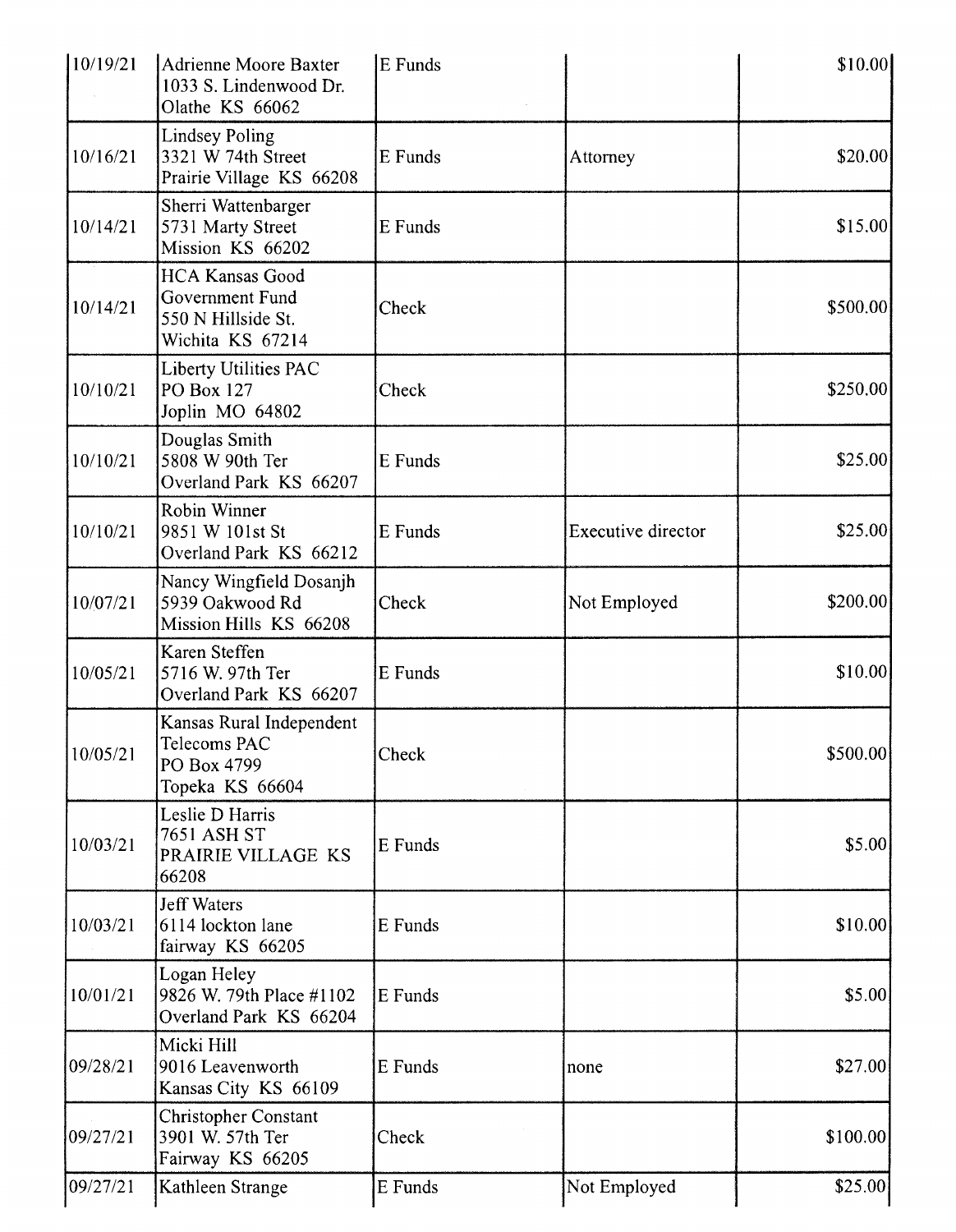| | | | | |
|---|---|---|---|---|
| 10/19/21 | Adrienne Moore Baxter<br>1033 S. Lindenwood Dr.<br>Olathe KS 66062 | E Funds | | $10.00 |
| 10/16/21 | Lindsey Poling<br>3321 W 74th Street<br>Prairie Village KS 66208 | E Funds | Attorney | $20.00 |
| 10/14/21 | Sherri Wattenbarger<br>5731 Marty Street<br>Mission KS 66202 | E Funds | | $15.00 |
| 10/14/21 | HCA Kansas Good Government Fund<br>550 N Hillside St.<br>Wichita KS 67214 | Check | | $500.00 |
| 10/10/21 | Liberty Utilities PAC<br>PO Box 127<br>Joplin MO 64802 | Check | | $250.00 |
| 10/10/21 | Douglas Smith<br>5808 W 90th Ter<br>Overland Park KS 66207 | E Funds | | $25.00 |
| 10/10/21 | Robin Winner<br>9851 W 101st St<br>Overland Park KS 66212 | E Funds | Executive director | $25.00 |
| 10/07/21 | Nancy Wingfield Dosanjh<br>5939 Oakwood Rd<br>Mission Hills KS 66208 | Check | Not Employed | $200.00 |
| 10/05/21 | Karen Steffen<br>5716 W. 97th Ter<br>Overland Park KS 66207 | E Funds | | $10.00 |
| 10/05/21 | Kansas Rural Independent Telecoms PAC<br>PO Box 4799<br>Topeka KS 66604 | Check | | $500.00 |
| 10/03/21 | Leslie D Harris<br>7651 ASH ST<br>PRAIRIE VILLAGE KS 66208 | E Funds | | $5.00 |
| 10/03/21 | Jeff Waters<br>6114 lockton lane<br>fairway KS 66205 | E Funds | | $10.00 |
| 10/01/21 | Logan Heley<br>9826 W. 79th Place #1102<br>Overland Park KS 66204 | E Funds | | $5.00 |
| 09/28/21 | Micki Hill<br>9016 Leavenworth<br>Kansas City KS 66109 | E Funds | none | $27.00 |
| 09/27/21 | Christopher Constant<br>3901 W. 57th Ter<br>Fairway KS 66205 | Check | | $100.00 |
| 09/27/21 | Kathleen Strange | E Funds | Not Employed | $25.00 |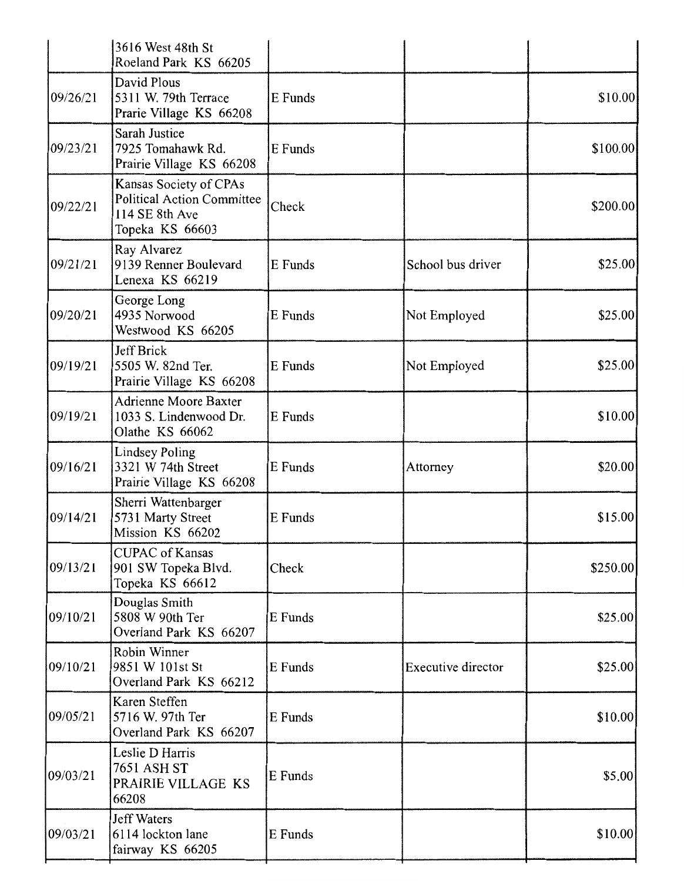| | | | | |
|---|---|---|---|---|
| | 3616 West 48th St<br>Roeland Park KS 66205 | | | |
| 09/26/21 | David Plous<br>5311 W. 79th Terrace<br>Prarie Village KS 66208 | E Funds | | $10.00 |
| 09/23/21 | Sarah Justice<br>7925 Tomahawk Rd.<br>Prairie Village KS 66208 | E Funds | | $100.00 |
| 09/22/21 | Kansas Society of CPAs<br>Political Action Committee<br>114 SE 8th Ave<br>Topeka KS 66603 | Check | | $200.00 |
| 09/21/21 | Ray Alvarez<br>9139 Renner Boulevard<br>Lenexa KS 66219 | E Funds | School bus driver | $25.00 |
| 09/20/21 | George Long<br>4935 Norwood<br>Westwood KS 66205 | E Funds | Not Employed | $25.00 |
| 09/19/21 | Jeff Brick<br>5505 W. 82nd Ter.<br>Prairie Village KS 66208 | E Funds | Not Employed | $25.00 |
| 09/19/21 | Adrienne Moore Baxter<br>1033 S. Lindenwood Dr.<br>Olathe KS 66062 | E Funds | | $10.00 |
| 09/16/21 | Lindsey Poling<br>3321 W 74th Street<br>Prairie Village KS 66208 | E Funds | Attorney | $20.00 |
| 09/14/21 | Sherri Wattenbarger<br>5731 Marty Street<br>Mission KS 66202 | E Funds | | $15.00 |
| 09/13/21 | CUPAC of Kansas<br>901 SW Topeka Blvd.<br>Topeka KS 66612 | Check | | $250.00 |
| 09/10/21 | Douglas Smith<br>5808 W 90th Ter<br>Overland Park KS 66207 | E Funds | | $25.00 |
| 09/10/21 | Robin Winner<br>9851 W 101st St<br>Overland Park KS 66212 | E Funds | Executive director | $25.00 |
| 09/05/21 | Karen Steffen<br>5716 W. 97th Ter<br>Overland Park KS 66207 | E Funds | | $10.00 |
| 09/03/21 | Leslie D Harris<br>7651 ASH ST<br>PRAIRIE VILLAGE KS<br>66208 | E Funds | | $5.00 |
| 09/03/21 | Jeff Waters<br>6114 lockton lane<br>fairway KS 66205 | E Funds | | $10.00 |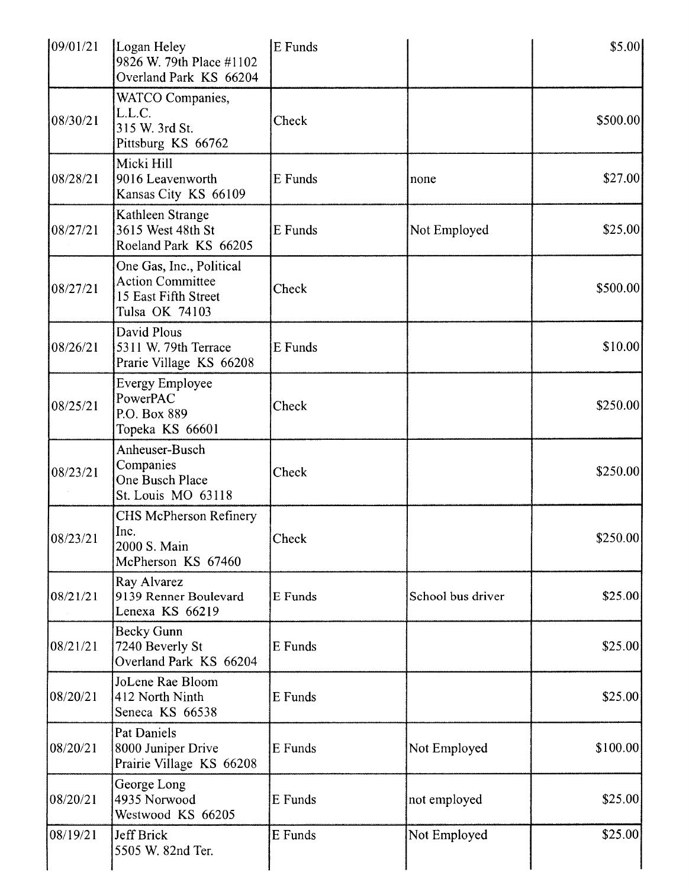| 09/01/21 | Logan Heley<br>9826 W. 79th Place #1102<br>Overland Park KS 66204 | E Funds | | $5.00 |
|---|---|---|---|---|
| 08/30/21 | WATCO Companies, L.L.C.<br>315 W. 3rd St.<br>Pittsburg KS 66762 | Check | | $500.00 |
| 08/28/21 | Micki Hill<br>9016 Leavenworth<br>Kansas City KS 66109 | E Funds | none | $27.00 |
| 08/27/21 | Kathleen Strange<br>3615 West 48th St<br>Roeland Park KS 66205 | E Funds | Not Employed | $25.00 |
| 08/27/21 | One Gas, Inc., Political Action Committee<br>15 East Fifth Street<br>Tulsa OK 74103 | Check | | $500.00 |
| 08/26/21 | David Plous<br>5311 W. 79th Terrace<br>Prarie Village KS 66208 | E Funds | | $10.00 |
| 08/25/21 | Evergy Employee PowerPAC<br>P.O. Box 889<br>Topeka KS 66601 | Check | | $250.00 |
| 08/23/21 | Anheuser-Busch Companies<br>One Busch Place<br>St. Louis MO 63118 | Check | | $250.00 |
| 08/23/21 | CHS McPherson Refinery Inc.<br>2000 S. Main<br>McPherson KS 67460 | Check | | $250.00 |
| 08/21/21 | Ray Alvarez<br>9139 Renner Boulevard<br>Lenexa KS 66219 | E Funds | School bus driver | $25.00 |
| 08/21/21 | Becky Gunn<br>7240 Beverly St<br>Overland Park KS 66204 | E Funds | | $25.00 |
| 08/20/21 | JoLene Rae Bloom<br>412 North Ninth<br>Seneca KS 66538 | E Funds | | $25.00 |
| 08/20/21 | Pat Daniels<br>8000 Juniper Drive<br>Prairie Village KS 66208 | E Funds | Not Employed | $100.00 |
| 08/20/21 | George Long<br>4935 Norwood<br>Westwood KS 66205 | E Funds | not employed | $25.00 |
| 08/19/21 | Jeff Brick<br>5505 W. 82nd Ter. | E Funds | Not Employed | $25.00 |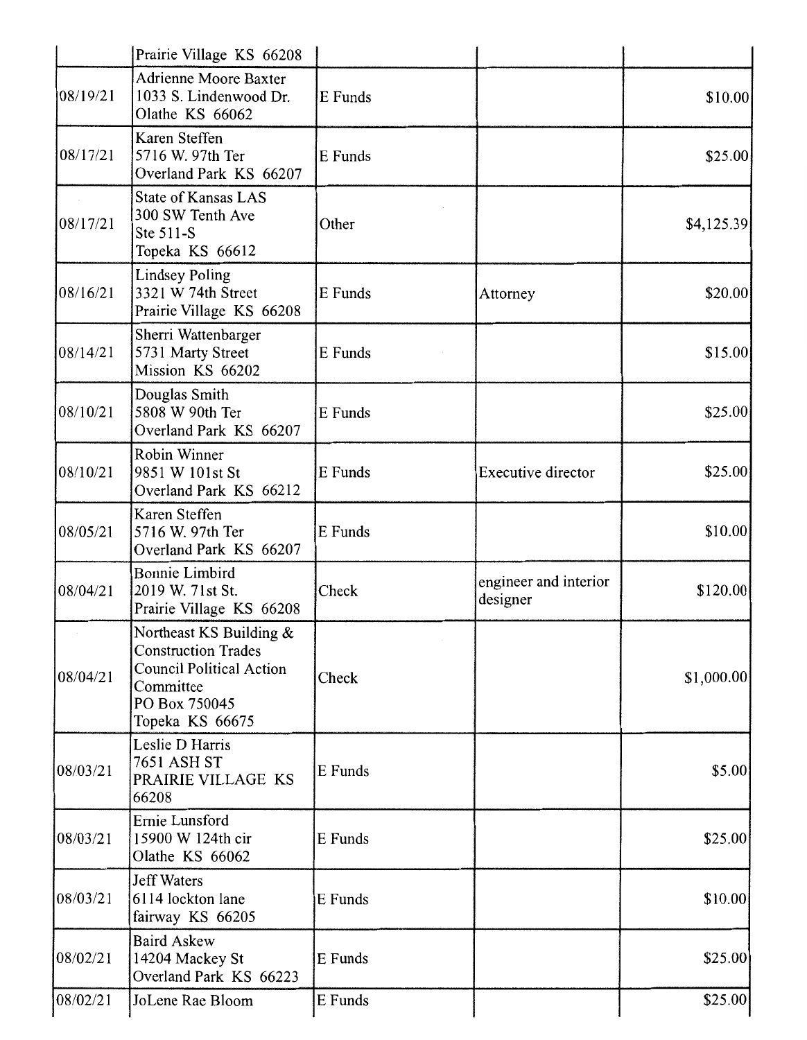| | | | | |
|---|---|---|---|---|
| | Prairie Village KS 66208 | | | |
| 08/19/21 | Adrienne Moore Baxter<br>1033 S. Lindenwood Dr.<br>Olathe KS 66062 | E Funds | | $10.00 |
| 08/17/21 | Karen Steffen<br>5716 W. 97th Ter<br>Overland Park KS 66207 | E Funds | | $25.00 |
| 08/17/21 | State of Kansas LAS<br>300 SW Tenth Ave<br>Ste 511-S<br>Topeka KS 66612 | Other | | $4,125.39 |
| 08/16/21 | Lindsey Poling<br>3321 W 74th Street<br>Prairie Village KS 66208 | E Funds | Attorney | $20.00 |
| 08/14/21 | Sherri Wattenbarger<br>5731 Marty Street<br>Mission KS 66202 | E Funds | | $15.00 |
| 08/10/21 | Douglas Smith<br>5808 W 90th Ter<br>Overland Park KS 66207 | E Funds | | $25.00 |
| 08/10/21 | Robin Winner<br>9851 W 101st St<br>Overland Park KS 66212 | E Funds | Executive director | $25.00 |
| 08/05/21 | Karen Steffen<br>5716 W. 97th Ter<br>Overland Park KS 66207 | E Funds | | $10.00 |
| 08/04/21 | Bonnie Limbird<br>2019 W. 71st St.<br>Prairie Village KS 66208 | Check | engineer and interior designer | $120.00 |
| 08/04/21 | Northeast KS Building & Construction Trades Council Political Action Committee<br>PO Box 750045<br>Topeka KS 66675 | Check | | $1,000.00 |
| 08/03/21 | Leslie D Harris<br>7651 ASH ST<br>PRAIRIE VILLAGE KS 66208 | E Funds | | $5.00 |
| 08/03/21 | Ernie Lunsford<br>15900 W 124th cir<br>Olathe KS 66062 | E Funds | | $25.00 |
| 08/03/21 | Jeff Waters<br>6114 lockton lane<br>fairway KS 66205 | E Funds | | $10.00 |
| 08/02/21 | Baird Askew<br>14204 Mackey St<br>Overland Park KS 66223 | E Funds | | $25.00 |
| 08/02/21 | JoLene Rae Bloom | E Funds | | $25.00 |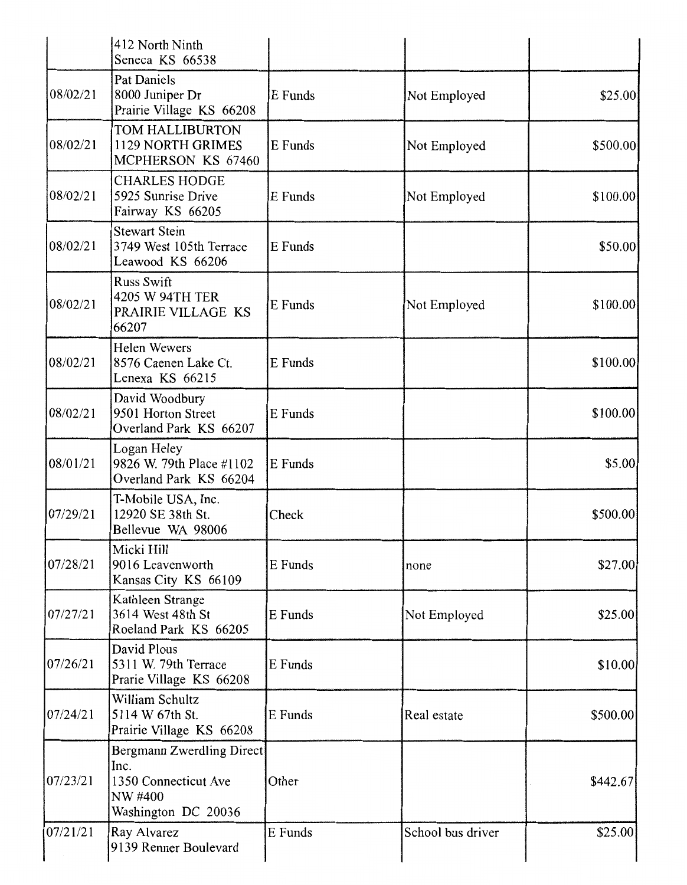| | | | | |
|---|---|---|---|---|
| | 412 North Ninth<br>Seneca KS 66538 | | | |
| 08/02/21 | Pat Daniels<br>8000 Juniper Dr<br>Prairie Village KS 66208 | E Funds | Not Employed | $25.00 |
| 08/02/21 | TOM HALLIBURTON<br>1129 NORTH GRIMES<br>MCPHERSON KS 67460 | E Funds | Not Employed | $500.00 |
| 08/02/21 | CHARLES HODGE<br>5925 Sunrise Drive<br>Fairway KS 66205 | E Funds | Not Employed | $100.00 |
| 08/02/21 | Stewart Stein<br>3749 West 105th Terrace<br>Leawood KS 66206 | E Funds | | $50.00 |
| 08/02/21 | Russ Swift<br>4205 W 94TH TER<br>PRAIRIE VILLAGE KS<br>66207 | E Funds | Not Employed | $100.00 |
| 08/02/21 | Helen Wewers<br>8576 Caenen Lake Ct.<br>Lenexa KS 66215 | E Funds | | $100.00 |
| 08/02/21 | David Woodbury<br>9501 Horton Street<br>Overland Park KS 66207 | E Funds | | $100.00 |
| 08/01/21 | Logan Heley<br>9826 W. 79th Place #1102<br>Overland Park KS 66204 | E Funds | | $5.00 |
| 07/29/21 | T-Mobile USA, Inc.<br>12920 SE 38th St.<br>Bellevue WA 98006 | Check | | $500.00 |
| 07/28/21 | Micki Hill<br>9016 Leavenworth<br>Kansas City KS 66109 | E Funds | none | $27.00 |
| 07/27/21 | Kathleen Strange<br>3614 West 48th St<br>Roeland Park KS 66205 | E Funds | Not Employed | $25.00 |
| 07/26/21 | David Plous<br>5311 W. 79th Terrace<br>Prarie Village KS 66208 | E Funds | | $10.00 |
| 07/24/21 | William Schultz<br>5114 W 67th St.<br>Prairie Village KS 66208 | E Funds | Real estate | $500.00 |
| 07/23/21 | Bergmann Zwerdling Direct<br>Inc.<br>1350 Connecticut Ave<br>NW #400<br>Washington DC 20036 | Other | | $442.67 |
| 07/21/21 | Ray Alvarez<br>9139 Renner Boulevard | E Funds | School bus driver | $25.00 |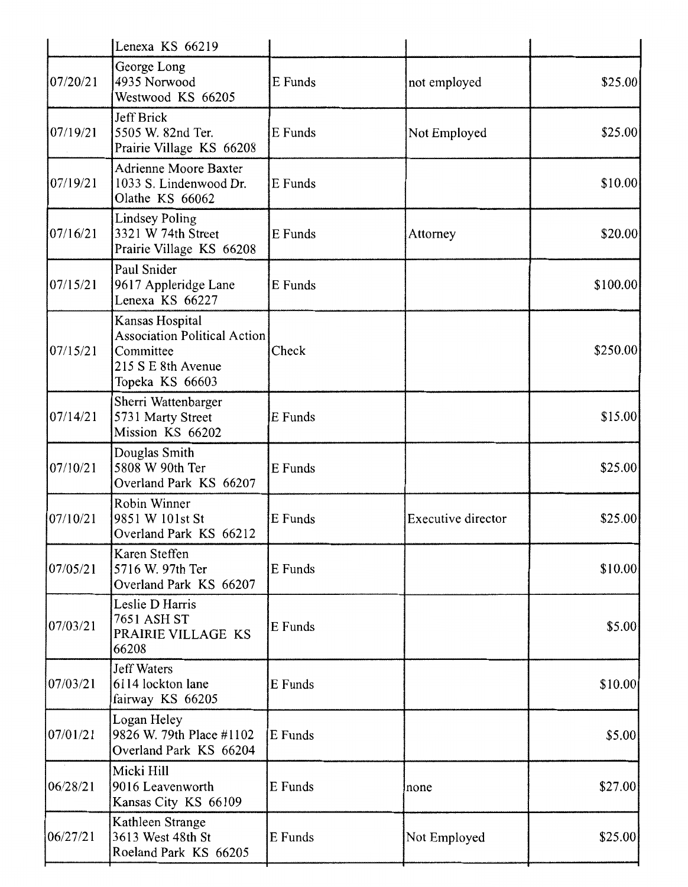| | | | | |
|---|---|---|---|---|
| | Lenexa KS 66219 | | | |
| 07/20/21 | George Long<br>4935 Norwood<br>Westwood KS 66205 | E Funds | not employed | $25.00 |
| 07/19/21 | Jeff Brick<br>5505 W. 82nd Ter.<br>Prairie Village KS 66208 | E Funds | Not Employed | $25.00 |
| 07/19/21 | Adrienne Moore Baxter<br>1033 S. Lindenwood Dr.<br>Olathe KS 66062 | E Funds | | $10.00 |
| 07/16/21 | Lindsey Poling<br>3321 W 74th Street<br>Prairie Village KS 66208 | E Funds | Attorney | $20.00 |
| 07/15/21 | Paul Snider<br>9617 Appleridge Lane<br>Lenexa KS 66227 | E Funds | | $100.00 |
| 07/15/21 | Kansas Hospital Association Political Action Committee<br>215 S E 8th Avenue<br>Topeka KS 66603 | Check | | $250.00 |
| 07/14/21 | Sherri Wattenbarger<br>5731 Marty Street<br>Mission KS 66202 | E Funds | | $15.00 |
| 07/10/21 | Douglas Smith<br>5808 W 90th Ter<br>Overland Park KS 66207 | E Funds | | $25.00 |
| 07/10/21 | Robin Winner<br>9851 W 101st St<br>Overland Park KS 66212 | E Funds | Executive director | $25.00 |
| 07/05/21 | Karen Steffen<br>5716 W. 97th Ter<br>Overland Park KS 66207 | E Funds | | $10.00 |
| 07/03/21 | Leslie D Harris<br>7651 ASH ST<br>PRAIRIE VILLAGE KS 66208 | E Funds | | $5.00 |
| 07/03/21 | Jeff Waters<br>6114 lockton lane<br>fairway KS 66205 | E Funds | | $10.00 |
| 07/01/21 | Logan Heley<br>9826 W. 79th Place #1102<br>Overland Park KS 66204 | E Funds | | $5.00 |
| 06/28/21 | Micki Hill<br>9016 Leavenworth<br>Kansas City KS 66109 | E Funds | none | $27.00 |
| 06/27/21 | Kathleen Strange<br>3613 West 48th St<br>Roeland Park KS 66205 | E Funds | Not Employed | $25.00 |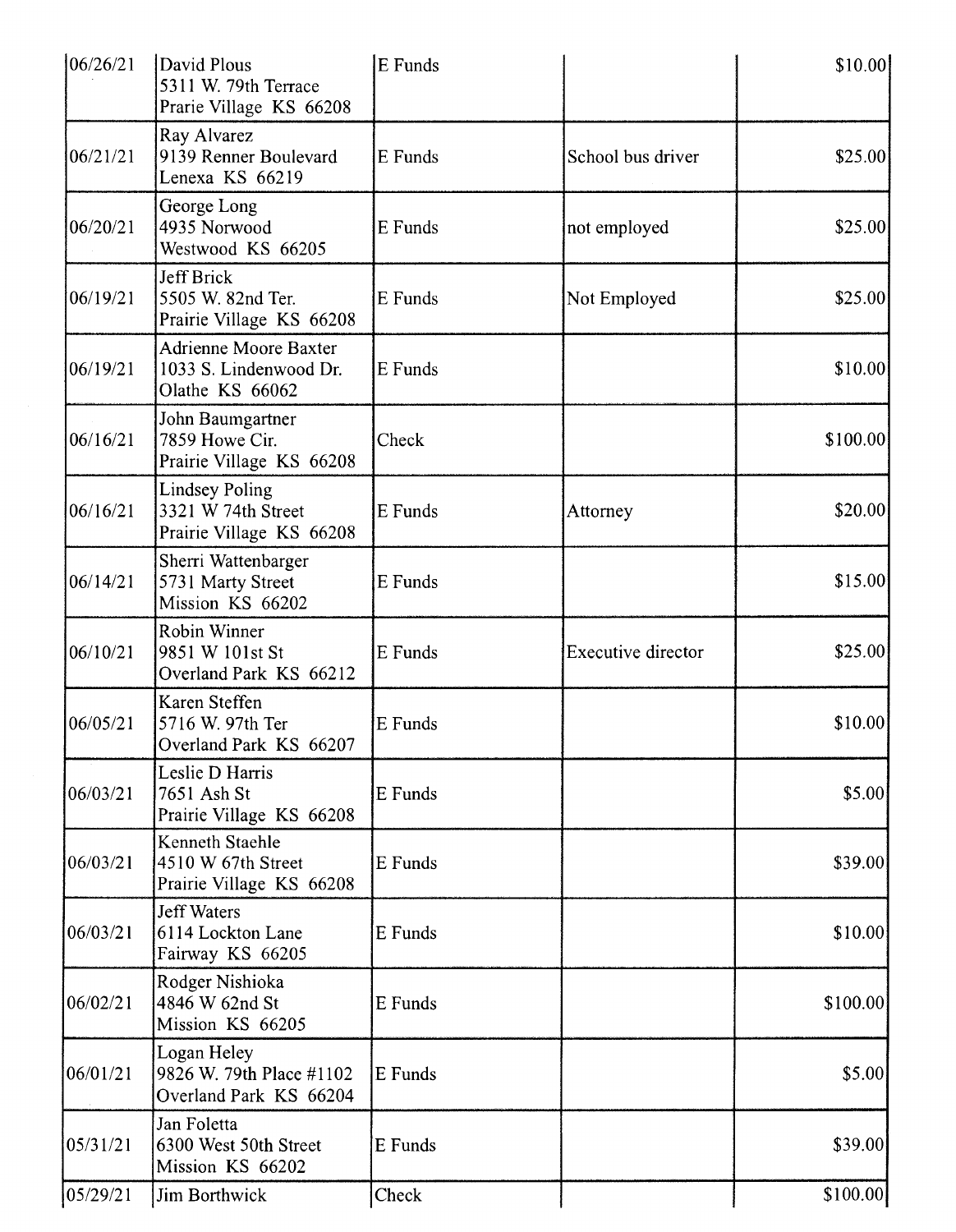| | | | | |
|---|---|---|---|---|
| 06/26/21 | David Plous<br>5311 W. 79th Terrace<br>Prarie Village KS 66208 | E Funds | | $10.00 |
| 06/21/21 | Ray Alvarez<br>9139 Renner Boulevard<br>Lenexa KS 66219 | E Funds | School bus driver | $25.00 |
| 06/20/21 | George Long<br>4935 Norwood<br>Westwood KS 66205 | E Funds | not employed | $25.00 |
| 06/19/21 | Jeff Brick<br>5505 W. 82nd Ter.<br>Prairie Village KS 66208 | E Funds | Not Employed | $25.00 |
| 06/19/21 | Adrienne Moore Baxter<br>1033 S. Lindenwood Dr.<br>Olathe KS 66062 | E Funds | | $10.00 |
| 06/16/21 | John Baumgartner<br>7859 Howe Cir.<br>Prairie Village KS 66208 | Check | | $100.00 |
| 06/16/21 | Lindsey Poling<br>3321 W 74th Street<br>Prairie Village KS 66208 | E Funds | Attorney | $20.00 |
| 06/14/21 | Sherri Wattenbarger<br>5731 Marty Street<br>Mission KS 66202 | E Funds | | $15.00 |
| 06/10/21 | Robin Winner<br>9851 W 101st St<br>Overland Park KS 66212 | E Funds | Executive director | $25.00 |
| 06/05/21 | Karen Steffen<br>5716 W. 97th Ter<br>Overland Park KS 66207 | E Funds | | $10.00 |
| 06/03/21 | Leslie D Harris<br>7651 Ash St<br>Prairie Village KS 66208 | E Funds | | $5.00 |
| 06/03/21 | Kenneth Staehle<br>4510 W 67th Street<br>Prairie Village KS 66208 | E Funds | | $39.00 |
| 06/03/21 | Jeff Waters<br>6114 Lockton Lane<br>Fairway KS 66205 | E Funds | | $10.00 |
| 06/02/21 | Rodger Nishioka<br>4846 W 62nd St<br>Mission KS 66205 | E Funds | | $100.00 |
| 06/01/21 | Logan Heley<br>9826 W. 79th Place #1102<br>Overland Park KS 66204 | E Funds | | $5.00 |
| 05/31/21 | Jan Foletta<br>6300 West 50th Street<br>Mission KS 66202 | E Funds | | $39.00 |
| 05/29/21 | Jim Borthwick | Check | | $100.00 |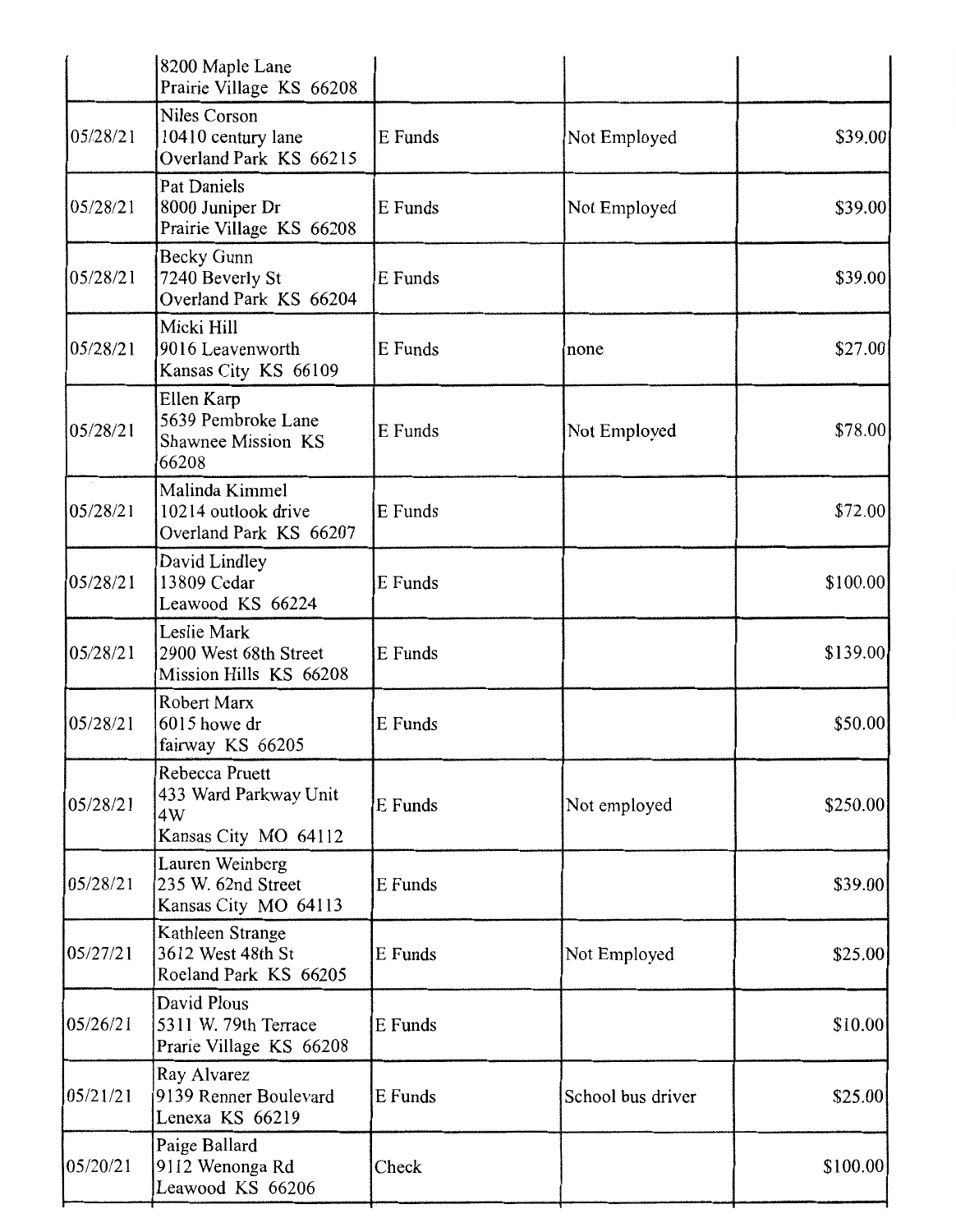| | | | | |
|---|---|---|---|---|
| | 8200 Maple Lane<br>Prairie Village KS 66208 | | | |
| 05/28/21 | Niles Corson<br>10410 century lane<br>Overland Park KS 66215 | E Funds | Not Employed | $39.00 |
| 05/28/21 | Pat Daniels<br>8000 Juniper Dr<br>Prairie Village KS 66208 | E Funds | Not Employed | $39.00 |
| 05/28/21 | Becky Gunn<br>7240 Beverly St<br>Overland Park KS 66204 | E Funds | | $39.00 |
| 05/28/21 | Micki Hill<br>9016 Leavenworth<br>Kansas City KS 66109 | E Funds | none | $27.00 |
| 05/28/21 | Ellen Karp<br>5639 Pembroke Lane<br>Shawnee Mission KS<br>66208 | E Funds | Not Employed | $78.00 |
| 05/28/21 | Malinda Kimmel<br>10214 outlook drive<br>Overland Park KS 66207 | E Funds | | $72.00 |
| 05/28/21 | David Lindley<br>13809 Cedar<br>Leawood KS 66224 | E Funds | | $100.00 |
| 05/28/21 | Leslie Mark<br>2900 West 68th Street<br>Mission Hills KS 66208 | E Funds | | $139.00 |
| 05/28/21 | Robert Marx<br>6015 howe dr<br>fairway KS 66205 | E Funds | | $50.00 |
| 05/28/21 | Rebecca Pruett<br>433 Ward Parkway Unit<br>4W<br>Kansas City MO 64112 | E Funds | Not employed | $250.00 |
| 05/28/21 | Lauren Weinberg<br>235 W. 62nd Street<br>Kansas City MO 64113 | E Funds | | $39.00 |
| 05/27/21 | Kathleen Strange<br>3612 West 48th St<br>Roeland Park KS 66205 | E Funds | Not Employed | $25.00 |
| 05/26/21 | David Plous<br>5311 W. 79th Terrace<br>Prarie Village KS 66208 | E Funds | | $10.00 |
| 05/21/21 | Ray Alvarez<br>9139 Renner Boulevard<br>Lenexa KS 66219 | E Funds | School bus driver | $25.00 |
| 05/20/21 | Paige Ballard<br>9112 Wenonga Rd<br>Leawood KS 66206 | Check | | $100.00 |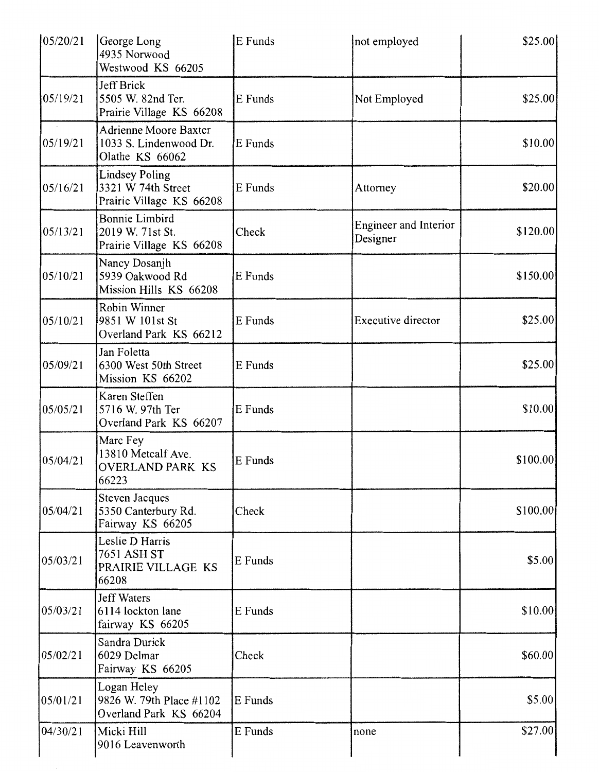| | | | | |
|---|---|---|---|---|
| 05/20/21 | George Long<br>4935 Norwood<br>Westwood KS 66205 | E Funds | not employed | $25.00 |
| 05/19/21 | Jeff Brick<br>5505 W. 82nd Ter.<br>Prairie Village KS 66208 | E Funds | Not Employed | $25.00 |
| 05/19/21 | Adrienne Moore Baxter<br>1033 S. Lindenwood Dr.<br>Olathe KS 66062 | E Funds | | $10.00 |
| 05/16/21 | Lindsey Poling<br>3321 W 74th Street<br>Prairie Village KS 66208 | E Funds | Attorney | $20.00 |
| 05/13/21 | Bonnie Limbird<br>2019 W. 71st St.<br>Prairie Village KS 66208 | Check | Engineer and Interior Designer | $120.00 |
| 05/10/21 | Nancy Dosanjh<br>5939 Oakwood Rd<br>Mission Hills KS 66208 | E Funds | | $150.00 |
| 05/10/21 | Robin Winner<br>9851 W 101st St<br>Overland Park KS 66212 | E Funds | Executive director | $25.00 |
| 05/09/21 | Jan Foletta<br>6300 West 50th Street<br>Mission KS 66202 | E Funds | | $25.00 |
| 05/05/21 | Karen Steffen<br>5716 W. 97th Ter<br>Overland Park KS 66207 | E Funds | | $10.00 |
| 05/04/21 | Marc Fey<br>13810 Metcalf Ave.<br>OVERLAND PARK KS 66223 | E Funds | | $100.00 |
| 05/04/21 | Steven Jacques<br>5350 Canterbury Rd.<br>Fairway KS 66205 | Check | | $100.00 |
| 05/03/21 | Leslie D Harris<br>7651 ASH ST<br>PRAIRIE VILLAGE KS 66208 | E Funds | | $5.00 |
| 05/03/21 | Jeff Waters<br>6114 lockton lane<br>fairway KS 66205 | E Funds | | $10.00 |
| 05/02/21 | Sandra Durick<br>6029 Delmar<br>Fairway KS 66205 | Check | | $60.00 |
| 05/01/21 | Logan Heley<br>9826 W. 79th Place #1102<br>Overland Park KS 66204 | E Funds | | $5.00 |
| 04/30/21 | Micki Hill<br>9016 Leavenworth | E Funds | none | $27.00 |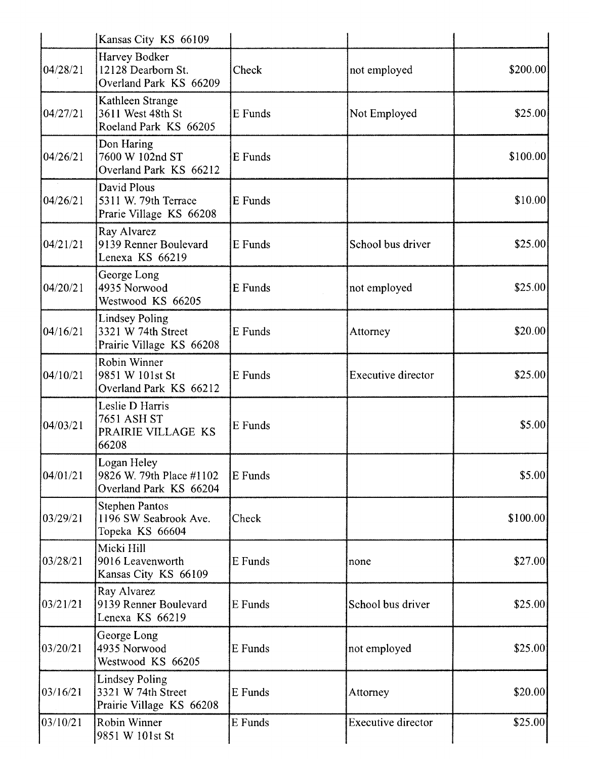|  | Kansas City KS 66109 |  |  |  |
|---|---|---|---|---|
| 04/28/21 | Harvey Bodker<br>12128 Dearborn St.<br>Overland Park KS 66209 | Check | not employed | $200.00 |
| 04/27/21 | Kathleen Strange<br>3611 West 48th St<br>Roeland Park KS 66205 | E Funds | Not Employed | $25.00 |
| 04/26/21 | Don Haring<br>7600 W 102nd ST<br>Overland Park KS 66212 | E Funds |  | $100.00 |
| 04/26/21 | David Plous<br>5311 W. 79th Terrace<br>Prarie Village KS 66208 | E Funds |  | $10.00 |
| 04/21/21 | Ray Alvarez<br>9139 Renner Boulevard<br>Lenexa KS 66219 | E Funds | School bus driver | $25.00 |
| 04/20/21 | George Long<br>4935 Norwood<br>Westwood KS 66205 | E Funds | not employed | $25.00 |
| 04/16/21 | Lindsey Poling<br>3321 W 74th Street<br>Prairie Village KS 66208 | E Funds | Attorney | $20.00 |
| 04/10/21 | Robin Winner<br>9851 W 101st St<br>Overland Park KS 66212 | E Funds | Executive director | $25.00 |
| 04/03/21 | Leslie D Harris<br>7651 ASH ST<br>PRAIRIE VILLAGE KS<br>66208 | E Funds |  | $5.00 |
| 04/01/21 | Logan Heley<br>9826 W. 79th Place #1102<br>Overland Park KS 66204 | E Funds |  | $5.00 |
| 03/29/21 | Stephen Pantos<br>1196 SW Seabrook Ave.<br>Topeka KS 66604 | Check |  | $100.00 |
| 03/28/21 | Micki Hill<br>9016 Leavenworth<br>Kansas City KS 66109 | E Funds | none | $27.00 |
| 03/21/21 | Ray Alvarez<br>9139 Renner Boulevard<br>Lenexa KS 66219 | E Funds | School bus driver | $25.00 |
| 03/20/21 | George Long<br>4935 Norwood<br>Westwood KS 66205 | E Funds | not employed | $25.00 |
| 03/16/21 | Lindsey Poling<br>3321 W 74th Street<br>Prairie Village KS 66208 | E Funds | Attorney | $20.00 |
| 03/10/21 | Robin Winner<br>9851 W 101st St | E Funds | Executive director | $25.00 |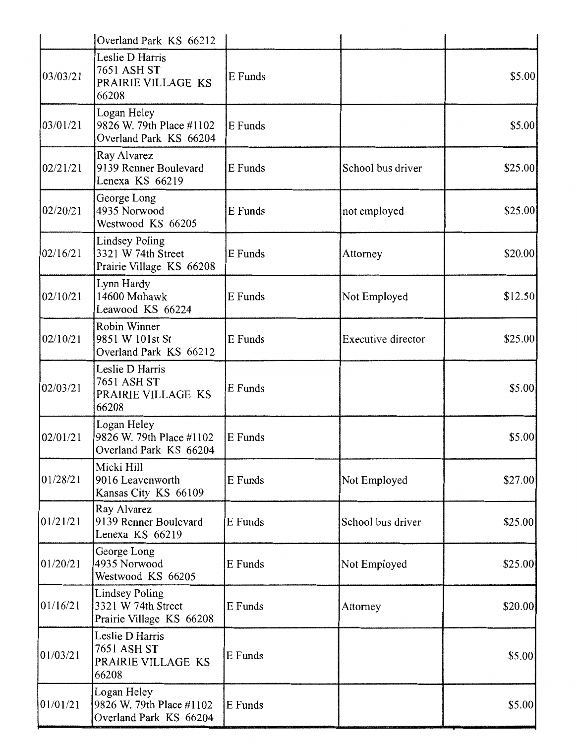| | | | | |
|---|---|---|---|---|
| | Overland Park KS 66212 | | | |
| 03/03/21 | Leslie D Harris<br>7651 ASH ST<br>PRAIRIE VILLAGE KS<br>66208 | E Funds | | $5.00 |
| 03/01/21 | Logan Heley<br>9826 W. 79th Place #1102<br>Overland Park KS 66204 | E Funds | | $5.00 |
| 02/21/21 | Ray Alvarez<br>9139 Renner Boulevard<br>Lenexa KS 66219 | E Funds | School bus driver | $25.00 |
| 02/20/21 | George Long<br>4935 Norwood<br>Westwood KS 66205 | E Funds | not employed | $25.00 |
| 02/16/21 | Lindsey Poling<br>3321 W 74th Street<br>Prairie Village KS 66208 | E Funds | Attorney | $20.00 |
| 02/10/21 | Lynn Hardy<br>14600 Mohawk<br>Leawood KS 66224 | E Funds | Not Employed | $12.50 |
| 02/10/21 | Robin Winner<br>9851 W 101st St<br>Overland Park KS 66212 | E Funds | Executive director | $25.00 |
| 02/03/21 | Leslie D Harris<br>7651 ASH ST<br>PRAIRIE VILLAGE KS<br>66208 | E Funds | | $5.00 |
| 02/01/21 | Logan Heley<br>9826 W. 79th Place #1102<br>Overland Park KS 66204 | E Funds | | $5.00 |
| 01/28/21 | Micki Hill<br>9016 Leavenworth<br>Kansas City KS 66109 | E Funds | Not Employed | $27.00 |
| 01/21/21 | Ray Alvarez<br>9139 Renner Boulevard<br>Lenexa KS 66219 | E Funds | School bus driver | $25.00 |
| 01/20/21 | George Long<br>4935 Norwood<br>Westwood KS 66205 | E Funds | Not Employed | $25.00 |
| 01/16/21 | Lindsey Poling<br>3321 W 74th Street<br>Prairie Village KS 66208 | E Funds | Attorney | $20.00 |
| 01/03/21 | Leslie D Harris<br>7651 ASH ST<br>PRAIRIE VILLAGE KS<br>66208 | E Funds | | $5.00 |
| 01/01/21 | Logan Heley<br>9826 W. 79th Place #1102<br>Overland Park KS 66204 | E Funds | | $5.00 |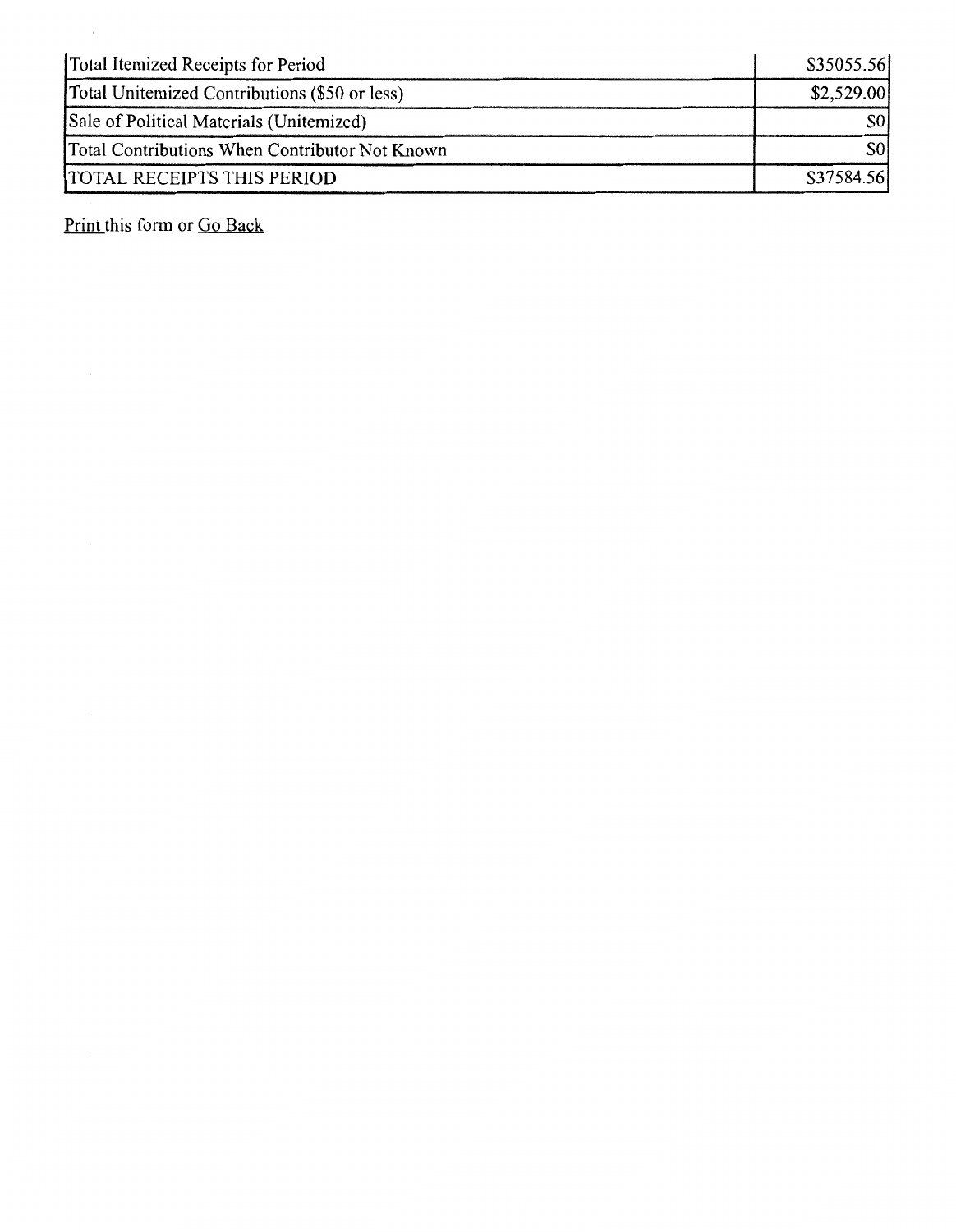| | |
|---|---|
| Total Itemized Receipts for Period | $35055.56 |
| Total Unitemized Contributions ($50 or less) | $2,529.00 |
| Sale of Political Materials (Unitemized) | $0 |
| Total Contributions When Contributor Not Known | $0 |
| TOTAL RECEIPTS THIS PERIOD | $37584.56 |

Print this form or Go Back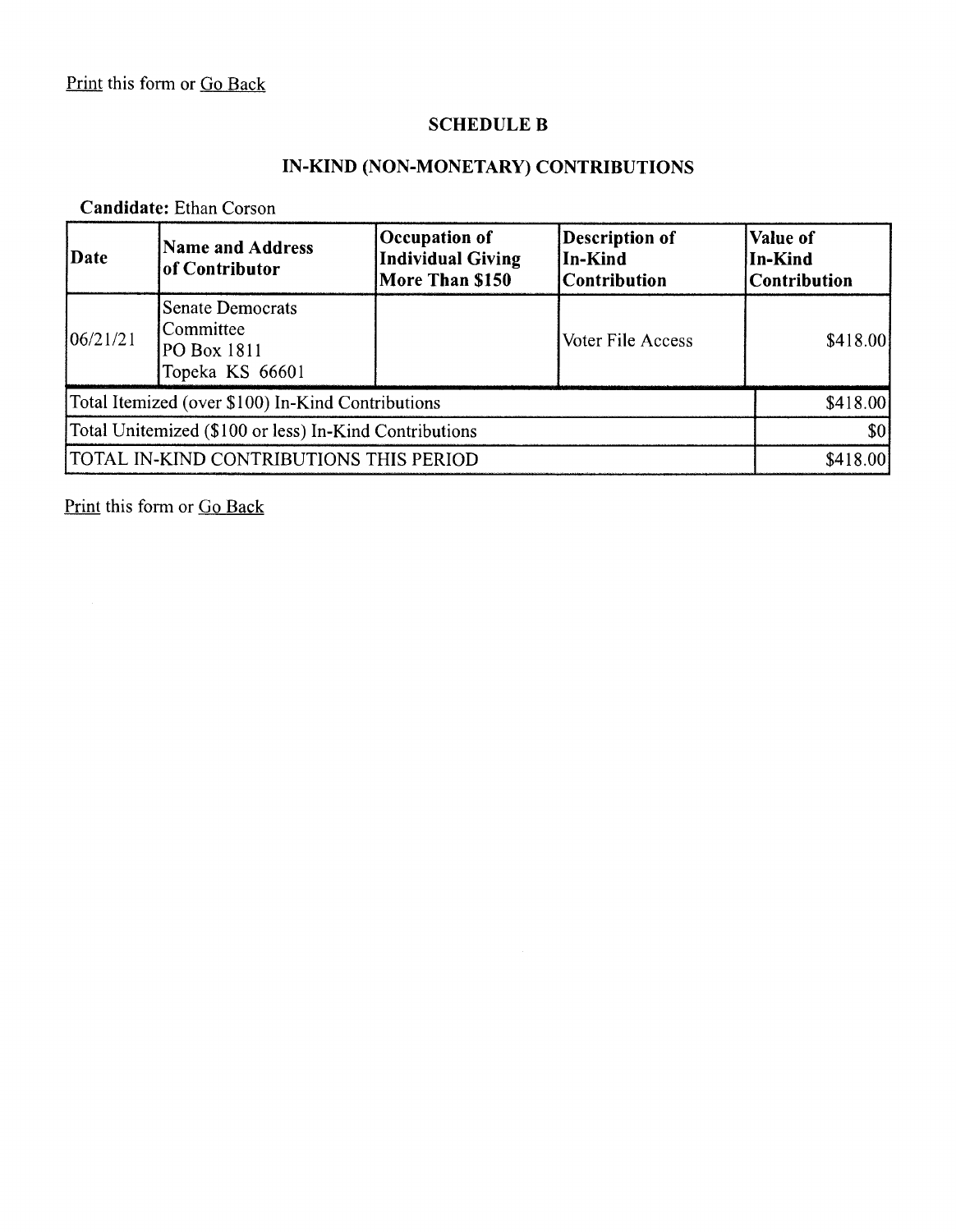Print this form or Go Back

## SCHEDULE B

## IN-KIND (NON-MONETARY) CONTRIBUTIONS

**Candidate:** Ethan Corson

| Date | Name and Address of Contributor | Occupation of Individual Giving More Than $150 | Description of In-Kind Contribution | Value of In-Kind Contribution |
|---|---|---|---|---|
| 06/21/21 | Senate Democrats Committee PO Box 1811 Topeka KS 66601 | | Voter File Access | $418.00 |
| Total Itemized (over $100) In-Kind Contributions | | | | $418.00 |
| Total Unitemized ($100 or less) In-Kind Contributions | | | | $0 |
| TOTAL IN-KIND CONTRIBUTIONS THIS PERIOD | | | | $418.00 |

Print this form or Go Back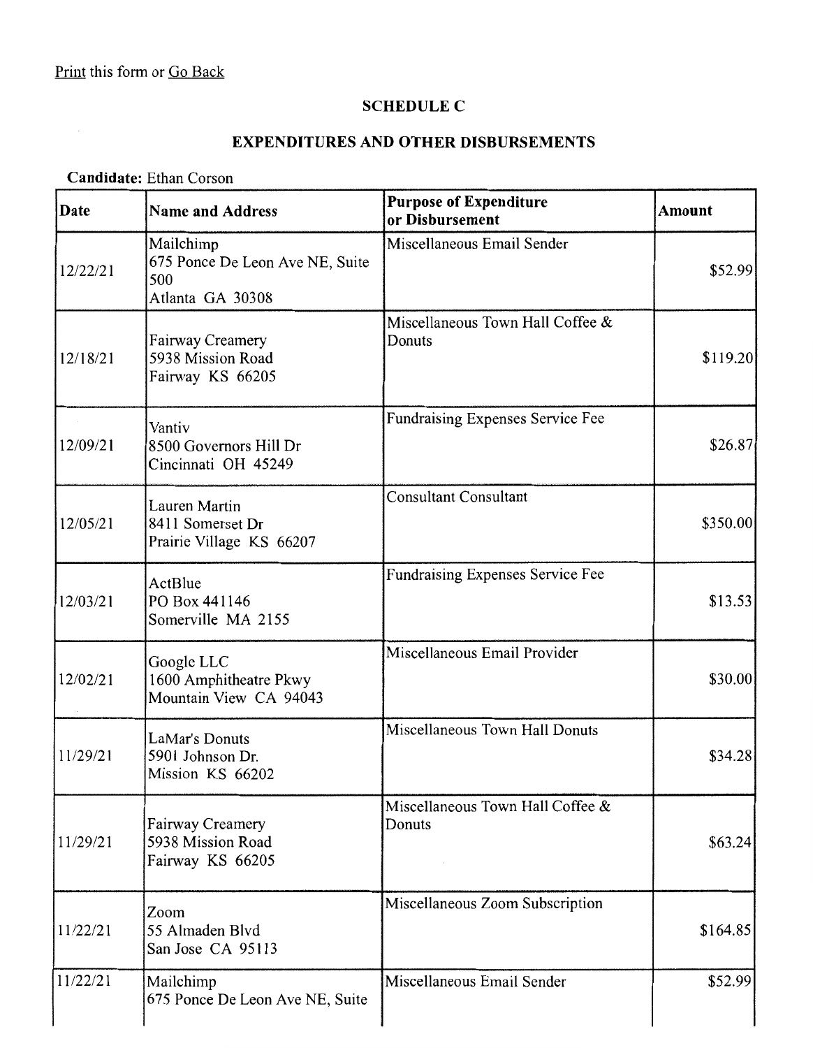Print this form or Go Back

## SCHEDULE C

## EXPENDITURES AND OTHER DISBURSEMENTS

**Candidate:** Ethan Corson

| Date | Name and Address | Purpose of Expenditure or Disbursement | Amount |
|---|---|---|---|
| 12/22/21 | Mailchimp<br>675 Ponce De Leon Ave NE, Suite 500<br>Atlanta GA 30308 | Miscellaneous Email Sender | $52.99 |
| 12/18/21 | Fairway Creamery<br>5938 Mission Road<br>Fairway KS 66205 | Miscellaneous Town Hall Coffee & Donuts | $119.20 |
| 12/09/21 | Vantiv<br>8500 Governors Hill Dr<br>Cincinnati OH 45249 | Fundraising Expenses Service Fee | $26.87 |
| 12/05/21 | Lauren Martin<br>8411 Somerset Dr<br>Prairie Village KS 66207 | Consultant Consultant | $350.00 |
| 12/03/21 | ActBlue<br>PO Box 441146<br>Somerville MA 2155 | Fundraising Expenses Service Fee | $13.53 |
| 12/02/21 | Google LLC<br>1600 Amphitheatre Pkwy<br>Mountain View CA 94043 | Miscellaneous Email Provider | $30.00 |
| 11/29/21 | LaMar's Donuts<br>5901 Johnson Dr.<br>Mission KS 66202 | Miscellaneous Town Hall Donuts | $34.28 |
| 11/29/21 | Fairway Creamery<br>5938 Mission Road<br>Fairway KS 66205 | Miscellaneous Town Hall Coffee & Donuts | $63.24 |
| 11/22/21 | Zoom<br>55 Almaden Blvd<br>San Jose CA 95113 | Miscellaneous Zoom Subscription | $164.85 |
| 11/22/21 | Mailchimp<br>675 Ponce De Leon Ave NE, Suite | Miscellaneous Email Sender | $52.99 |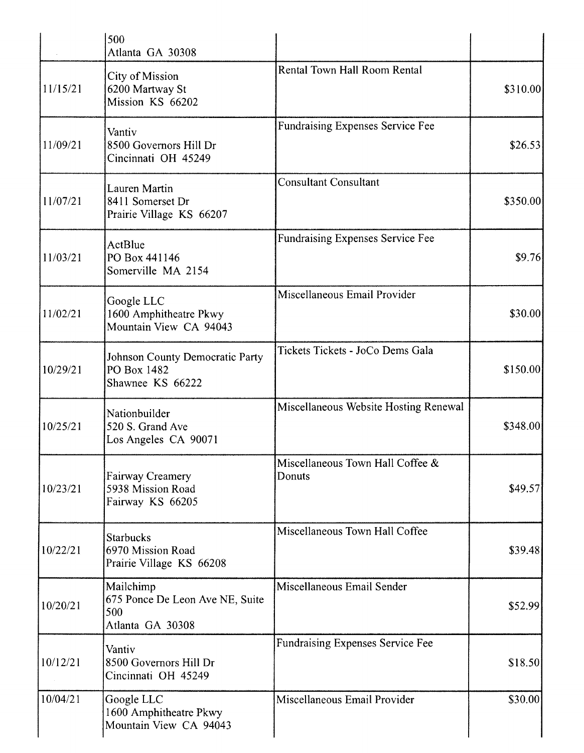|  |  |  |  |
|---|---|---|---|
|  | 500<br>Atlanta GA 30308 |  |  |
| 11/15/21 | City of Mission<br>6200 Martway St<br>Mission KS 66202 | Rental Town Hall Room Rental | $310.00 |
| 11/09/21 | Vantiv<br>8500 Governors Hill Dr<br>Cincinnati OH 45249 | Fundraising Expenses Service Fee | $26.53 |
| 11/07/21 | Lauren Martin<br>8411 Somerset Dr<br>Prairie Village KS 66207 | Consultant Consultant | $350.00 |
| 11/03/21 | ActBlue<br>PO Box 441146<br>Somerville MA 2154 | Fundraising Expenses Service Fee | $9.76 |
| 11/02/21 | Google LLC<br>1600 Amphitheatre Pkwy<br>Mountain View CA 94043 | Miscellaneous Email Provider | $30.00 |
| 10/29/21 | Johnson County Democratic Party<br>PO Box 1482<br>Shawnee KS 66222 | Tickets Tickets - JoCo Dems Gala | $150.00 |
| 10/25/21 | Nationbuilder<br>520 S. Grand Ave<br>Los Angeles CA 90071 | Miscellaneous Website Hosting Renewal | $348.00 |
| 10/23/21 | Fairway Creamery<br>5938 Mission Road<br>Fairway KS 66205 | Miscellaneous Town Hall Coffee & Donuts | $49.57 |
| 10/22/21 | Starbucks<br>6970 Mission Road<br>Prairie Village KS 66208 | Miscellaneous Town Hall Coffee | $39.48 |
| 10/20/21 | Mailchimp<br>675 Ponce De Leon Ave NE, Suite 500<br>Atlanta GA 30308 | Miscellaneous Email Sender | $52.99 |
| 10/12/21 | Vantiv<br>8500 Governors Hill Dr<br>Cincinnati OH 45249 | Fundraising Expenses Service Fee | $18.50 |
| 10/04/21 | Google LLC<br>1600 Amphitheatre Pkwy<br>Mountain View CA 94043 | Miscellaneous Email Provider | $30.00 |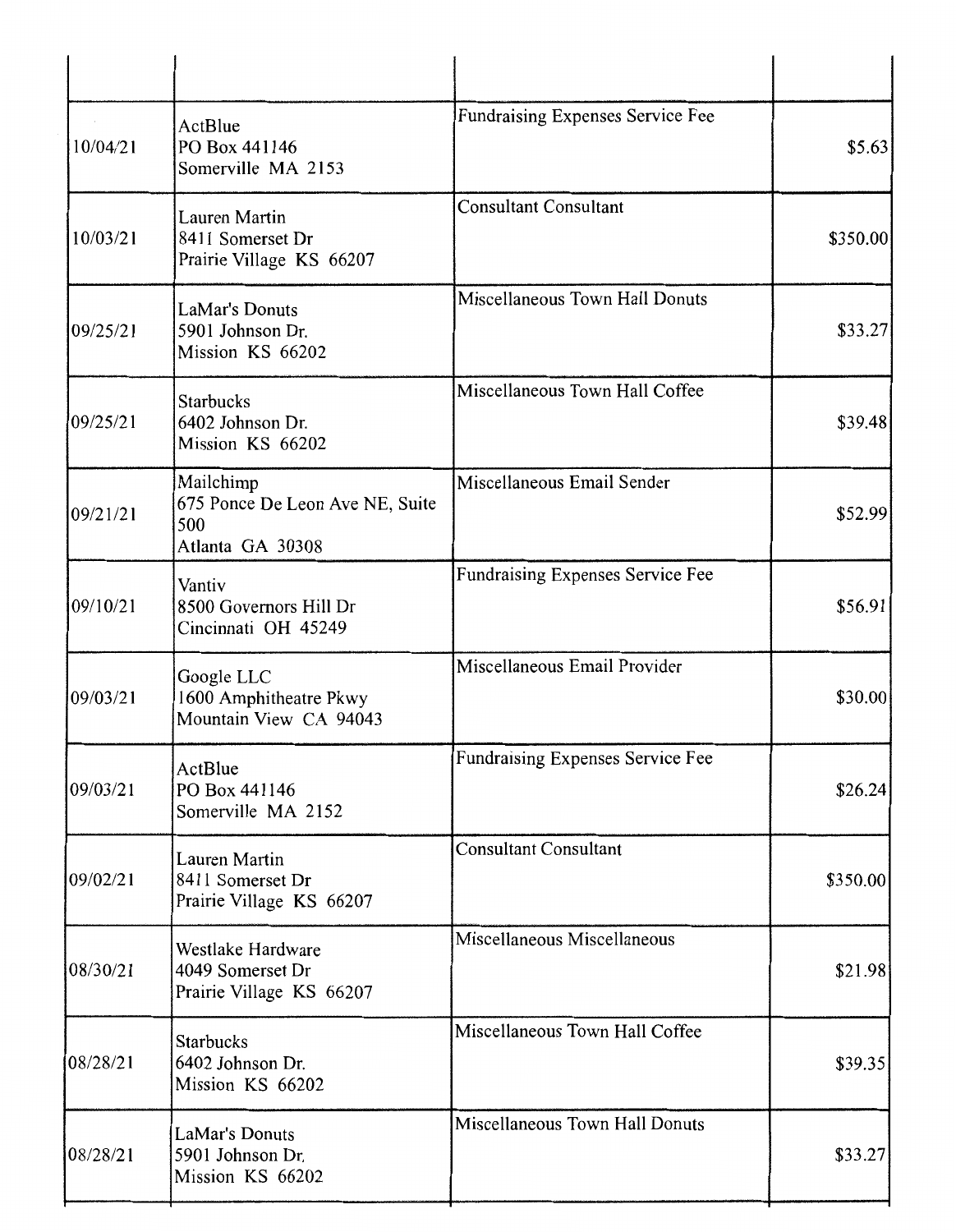| | | | |
|---|---|---|---|
| 10/04/21 | ActBlue<br>PO Box 441146<br>Somerville MA 2153 | Fundraising Expenses Service Fee | $5.63 |
| 10/03/21 | Lauren Martin<br>8411 Somerset Dr<br>Prairie Village KS 66207 | Consultant Consultant | $350.00 |
| 09/25/21 | LaMar's Donuts<br>5901 Johnson Dr.<br>Mission KS 66202 | Miscellaneous Town Hall Donuts | $33.27 |
| 09/25/21 | Starbucks<br>6402 Johnson Dr.<br>Mission KS 66202 | Miscellaneous Town Hall Coffee | $39.48 |
| 09/21/21 | Mailchimp<br>675 Ponce De Leon Ave NE, Suite 500<br>Atlanta GA 30308 | Miscellaneous Email Sender | $52.99 |
| 09/10/21 | Vantiv<br>8500 Governors Hill Dr<br>Cincinnati OH 45249 | Fundraising Expenses Service Fee | $56.91 |
| 09/03/21 | Google LLC<br>1600 Amphitheatre Pkwy<br>Mountain View CA 94043 | Miscellaneous Email Provider | $30.00 |
| 09/03/21 | ActBlue<br>PO Box 441146<br>Somerville MA 2152 | Fundraising Expenses Service Fee | $26.24 |
| 09/02/21 | Lauren Martin<br>8411 Somerset Dr<br>Prairie Village KS 66207 | Consultant Consultant | $350.00 |
| 08/30/21 | Westlake Hardware<br>4049 Somerset Dr<br>Prairie Village KS 66207 | Miscellaneous Miscellaneous | $21.98 |
| 08/28/21 | Starbucks<br>6402 Johnson Dr.<br>Mission KS 66202 | Miscellaneous Town Hall Coffee | $39.35 |
| 08/28/21 | LaMar's Donuts<br>5901 Johnson Dr.<br>Mission KS 66202 | Miscellaneous Town Hall Donuts | $33.27 |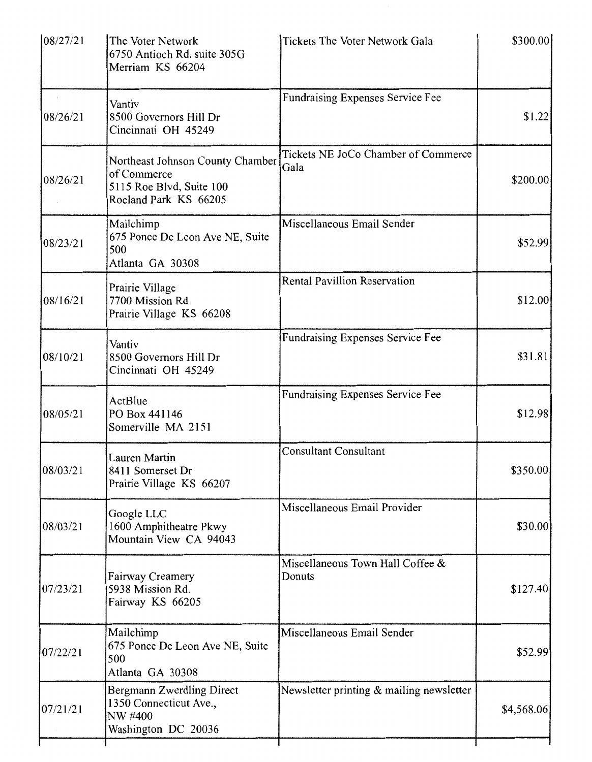| | | | |
|---|---|---|---|
| 08/27/21 | The Voter Network<br>6750 Antioch Rd. suite 305G<br>Merriam KS 66204 | Tickets The Voter Network Gala | $300.00 |
| 08/26/21 | Vantiv<br>8500 Governors Hill Dr<br>Cincinnati OH 45249 | Fundraising Expenses Service Fee | $1.22 |
| 08/26/21 | Northeast Johnson County Chamber of Commerce<br>5115 Roe Blvd, Suite 100<br>Roeland Park KS 66205 | Tickets NE JoCo Chamber of Commerce Gala | $200.00 |
| 08/23/21 | Mailchimp<br>675 Ponce De Leon Ave NE, Suite 500<br>Atlanta GA 30308 | Miscellaneous Email Sender | $52.99 |
| 08/16/21 | Prairie Village<br>7700 Mission Rd<br>Prairie Village KS 66208 | Rental Pavillion Reservation | $12.00 |
| 08/10/21 | Vantiv<br>8500 Governors Hill Dr<br>Cincinnati OH 45249 | Fundraising Expenses Service Fee | $31.81 |
| 08/05/21 | ActBlue<br>PO Box 441146<br>Somerville MA 2151 | Fundraising Expenses Service Fee | $12.98 |
| 08/03/21 | Lauren Martin<br>8411 Somerset Dr<br>Prairie Village KS 66207 | Consultant Consultant | $350.00 |
| 08/03/21 | Google LLC<br>1600 Amphitheatre Pkwy<br>Mountain View CA 94043 | Miscellaneous Email Provider | $30.00 |
| 07/23/21 | Fairway Creamery<br>5938 Mission Rd.<br>Fairway KS 66205 | Miscellaneous Town Hall Coffee & Donuts | $127.40 |
| 07/22/21 | Mailchimp<br>675 Ponce De Leon Ave NE, Suite 500<br>Atlanta GA 30308 | Miscellaneous Email Sender | $52.99 |
| 07/21/21 | Bergmann Zwerdling Direct<br>1350 Connecticut Ave.,<br>NW #400<br>Washington DC 20036 | Newsletter printing & mailing newsletter | $4,568.06 |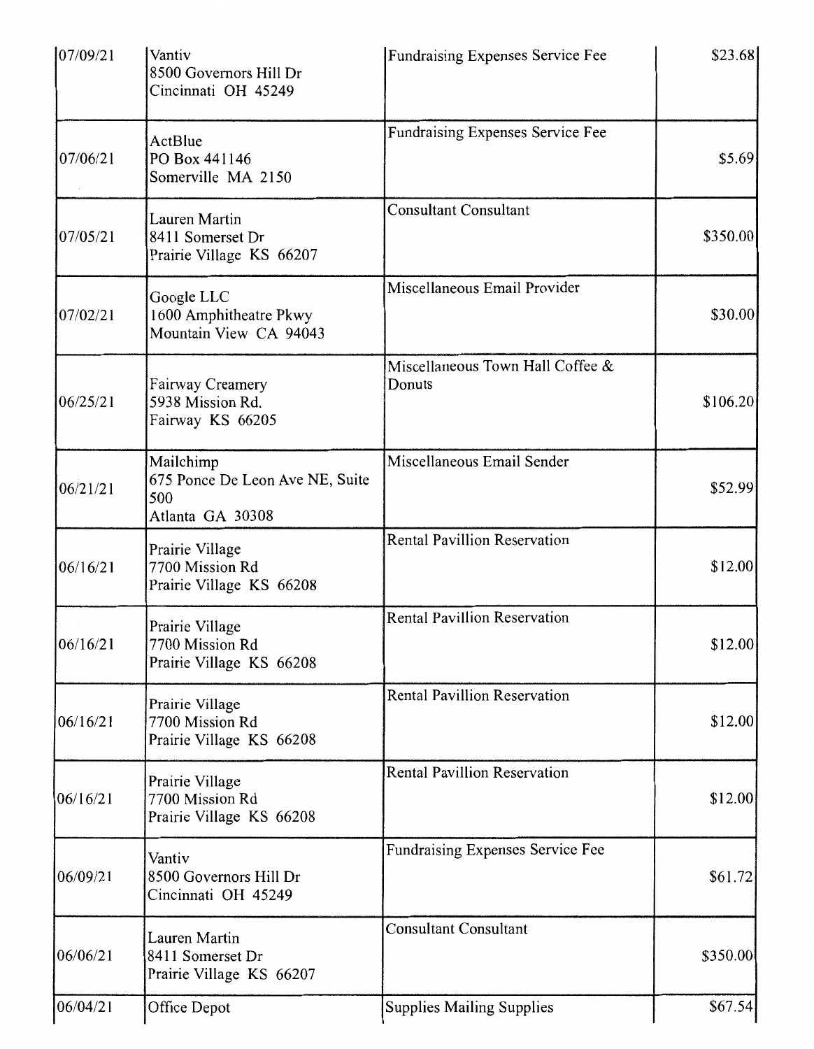| | | | |
|---|---|---|---|
| 07/09/21 | Vantiv<br>8500 Governors Hill Dr<br>Cincinnati OH 45249 | Fundraising Expenses Service Fee | $23.68 |
| 07/06/21 | ActBlue<br>PO Box 441146<br>Somerville MA 2150 | Fundraising Expenses Service Fee | $5.69 |
| 07/05/21 | Lauren Martin<br>8411 Somerset Dr<br>Prairie Village KS 66207 | Consultant Consultant | $350.00 |
| 07/02/21 | Google LLC<br>1600 Amphitheatre Pkwy<br>Mountain View CA 94043 | Miscellaneous Email Provider | $30.00 |
| 06/25/21 | Fairway Creamery<br>5938 Mission Rd.<br>Fairway KS 66205 | Miscellaneous Town Hall Coffee & Donuts | $106.20 |
| 06/21/21 | Mailchimp<br>675 Ponce De Leon Ave NE, Suite 500<br>Atlanta GA 30308 | Miscellaneous Email Sender | $52.99 |
| 06/16/21 | Prairie Village<br>7700 Mission Rd<br>Prairie Village KS 66208 | Rental Pavillion Reservation | $12.00 |
| 06/16/21 | Prairie Village<br>7700 Mission Rd<br>Prairie Village KS 66208 | Rental Pavillion Reservation | $12.00 |
| 06/16/21 | Prairie Village<br>7700 Mission Rd<br>Prairie Village KS 66208 | Rental Pavillion Reservation | $12.00 |
| 06/16/21 | Prairie Village<br>7700 Mission Rd<br>Prairie Village KS 66208 | Rental Pavillion Reservation | $12.00 |
| 06/09/21 | Vantiv<br>8500 Governors Hill Dr<br>Cincinnati OH 45249 | Fundraising Expenses Service Fee | $61.72 |
| 06/06/21 | Lauren Martin<br>8411 Somerset Dr<br>Prairie Village KS 66207 | Consultant Consultant | $350.00 |
| 06/04/21 | Office Depot | Supplies Mailing Supplies | $67.54 |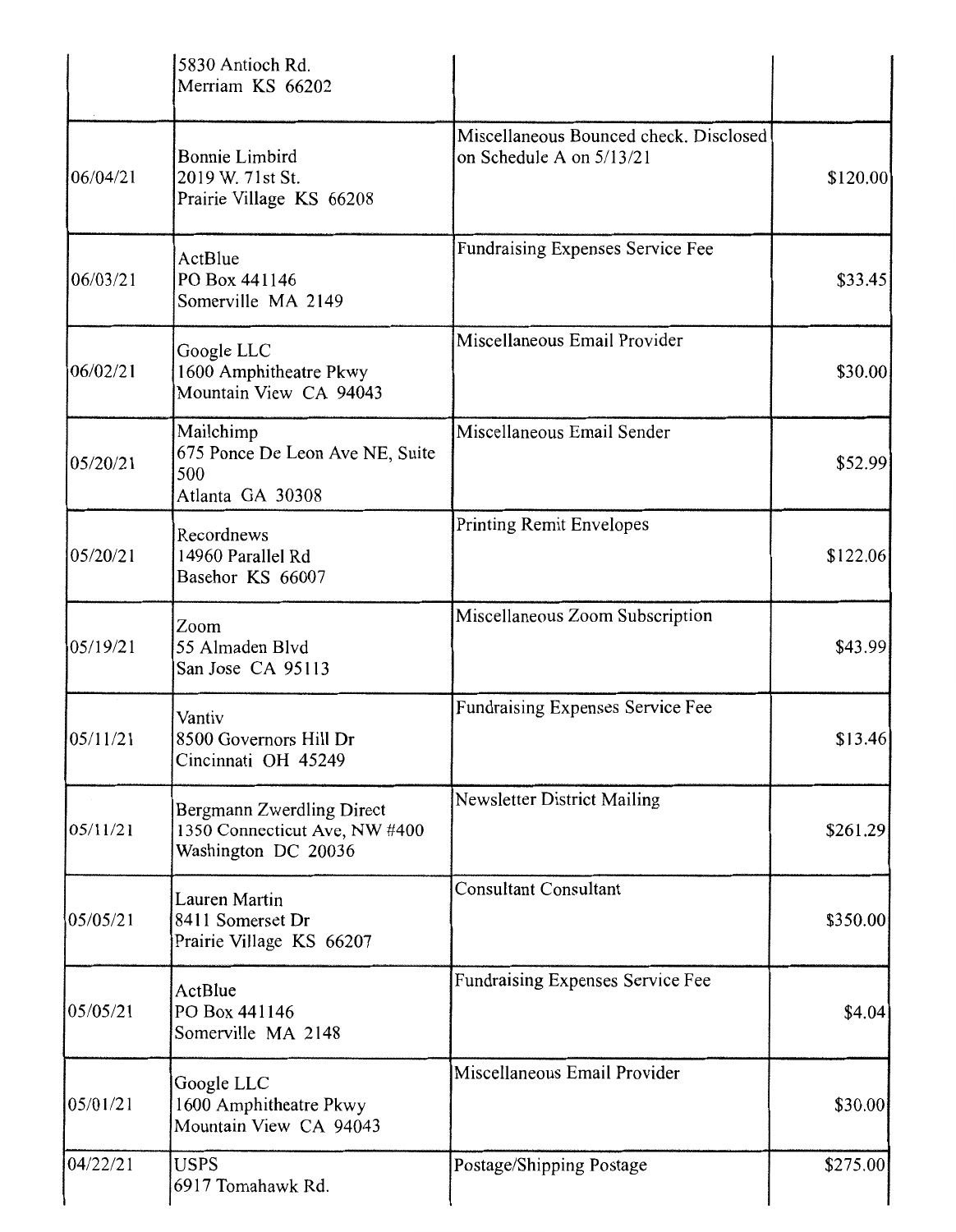| | | | |
|---|---|---|---|
| | 5830 Antioch Rd.<br>Merriam KS 66202 | | |
| 06/04/21 | Bonnie Limbird<br>2019 W. 71st St.<br>Prairie Village KS 66208 | Miscellaneous Bounced check. Disclosed on Schedule A on 5/13/21 | $120.00 |
| 06/03/21 | ActBlue<br>PO Box 441146<br>Somerville MA 2149 | Fundraising Expenses Service Fee | $33.45 |
| 06/02/21 | Google LLC<br>1600 Amphitheatre Pkwy<br>Mountain View CA 94043 | Miscellaneous Email Provider | $30.00 |
| 05/20/21 | Mailchimp<br>675 Ponce De Leon Ave NE, Suite 500<br>Atlanta GA 30308 | Miscellaneous Email Sender | $52.99 |
| 05/20/21 | Recordnews<br>14960 Parallel Rd<br>Basehor KS 66007 | Printing Remit Envelopes | $122.06 |
| 05/19/21 | Zoom<br>55 Almaden Blvd<br>San Jose CA 95113 | Miscellaneous Zoom Subscription | $43.99 |
| 05/11/21 | Vantiv<br>8500 Governors Hill Dr<br>Cincinnati OH 45249 | Fundraising Expenses Service Fee | $13.46 |
| 05/11/21 | Bergmann Zwerdling Direct<br>1350 Connecticut Ave, NW #400<br>Washington DC 20036 | Newsletter District Mailing | $261.29 |
| 05/05/21 | Lauren Martin<br>8411 Somerset Dr<br>Prairie Village KS 66207 | Consultant Consultant | $350.00 |
| 05/05/21 | ActBlue<br>PO Box 441146<br>Somerville MA 2148 | Fundraising Expenses Service Fee | $4.04 |
| 05/01/21 | Google LLC<br>1600 Amphitheatre Pkwy<br>Mountain View CA 94043 | Miscellaneous Email Provider | $30.00 |
| 04/22/21 | USPS<br>6917 Tomahawk Rd. | Postage/Shipping Postage | $275.00 |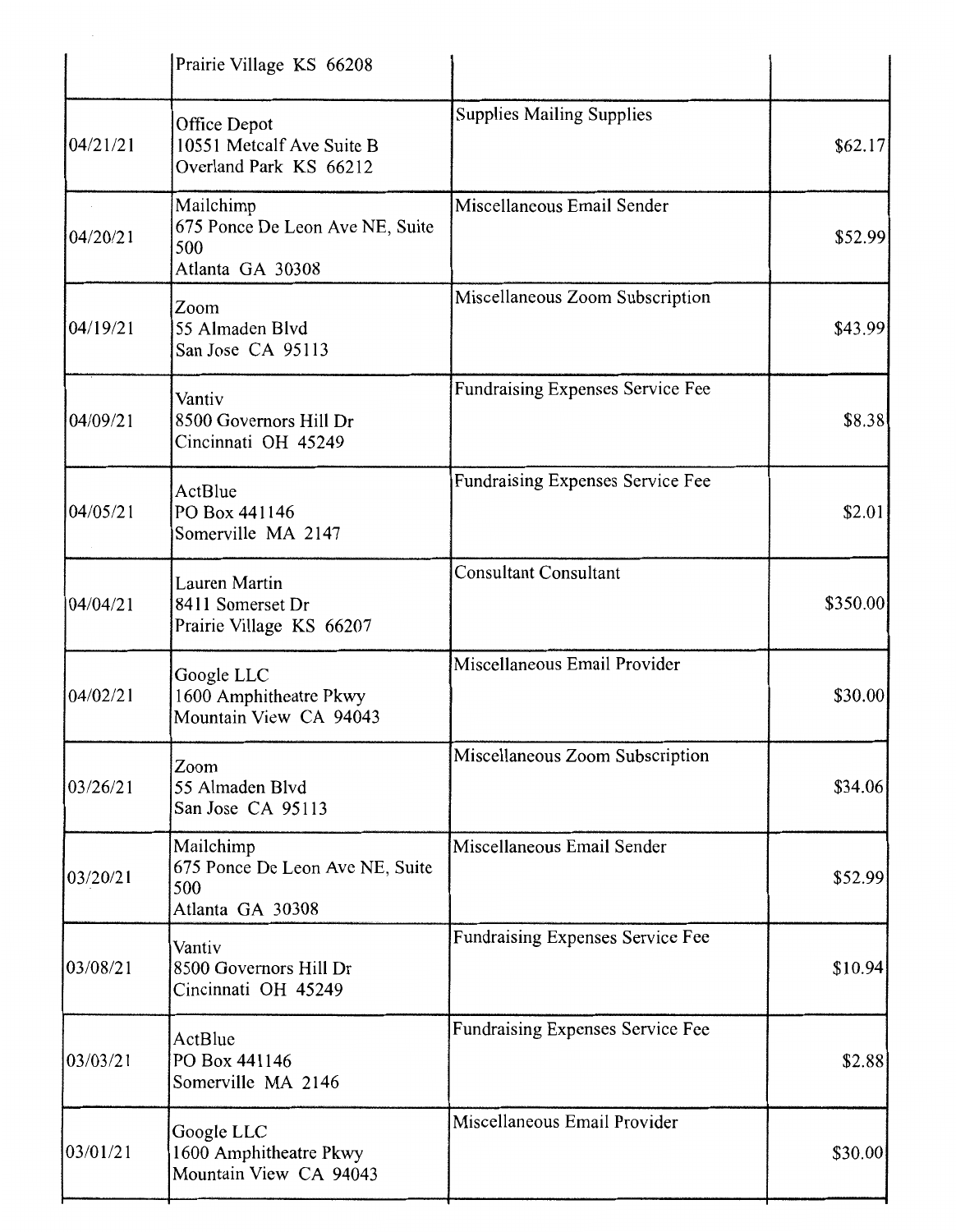| | | | |
|---|---|---|---|
| | Prairie Village KS 66208 | | |
| 04/21/21 | Office Depot<br>10551 Metcalf Ave Suite B<br>Overland Park KS 66212 | Supplies Mailing Supplies | $62.17 |
| 04/20/21 | Mailchimp<br>675 Ponce De Leon Ave NE, Suite 500<br>Atlanta GA 30308 | Miscellaneous Email Sender | $52.99 |
| 04/19/21 | Zoom<br>55 Almaden Blvd<br>San Jose CA 95113 | Miscellaneous Zoom Subscription | $43.99 |
| 04/09/21 | Vantiv<br>8500 Governors Hill Dr<br>Cincinnati OH 45249 | Fundraising Expenses Service Fee | $8.38 |
| 04/05/21 | ActBlue<br>PO Box 441146<br>Somerville MA 2147 | Fundraising Expenses Service Fee | $2.01 |
| 04/04/21 | Lauren Martin<br>8411 Somerset Dr<br>Prairie Village KS 66207 | Consultant Consultant | $350.00 |
| 04/02/21 | Google LLC<br>1600 Amphitheatre Pkwy<br>Mountain View CA 94043 | Miscellaneous Email Provider | $30.00 |
| 03/26/21 | Zoom<br>55 Almaden Blvd<br>San Jose CA 95113 | Miscellaneous Zoom Subscription | $34.06 |
| 03/20/21 | Mailchimp<br>675 Ponce De Leon Ave NE, Suite 500<br>Atlanta GA 30308 | Miscellaneous Email Sender | $52.99 |
| 03/08/21 | Vantiv<br>8500 Governors Hill Dr<br>Cincinnati OH 45249 | Fundraising Expenses Service Fee | $10.94 |
| 03/03/21 | ActBlue<br>PO Box 441146<br>Somerville MA 2146 | Fundraising Expenses Service Fee | $2.88 |
| 03/01/21 | Google LLC<br>1600 Amphitheatre Pkwy<br>Mountain View CA 94043 | Miscellaneous Email Provider | $30.00 |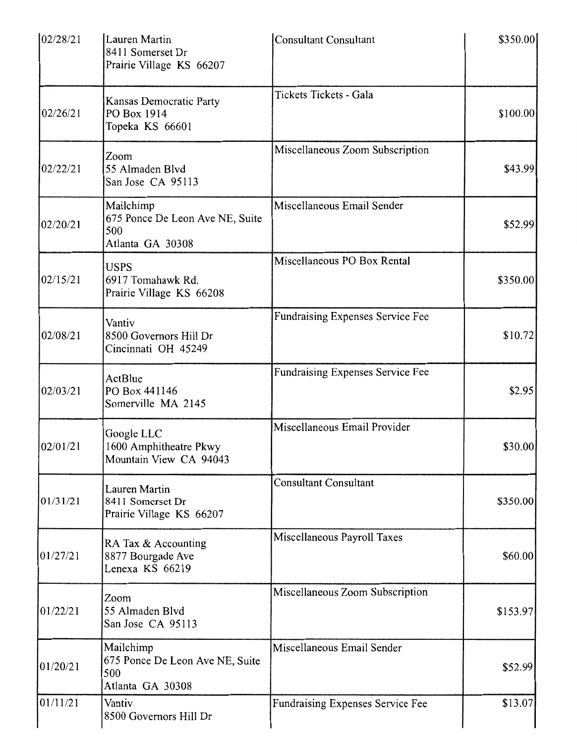| | | | |
|---|---|---|---|
| 02/28/21 | Lauren Martin<br>8411 Somerset Dr<br>Prairie Village KS 66207 | Consultant Consultant | $350.00 |
| 02/26/21 | Kansas Democratic Party<br>PO Box 1914<br>Topeka KS 66601 | Tickets Tickets - Gala | $100.00 |
| 02/22/21 | Zoom<br>55 Almaden Blvd<br>San Jose CA 95113 | Miscellaneous Zoom Subscription | $43.99 |
| 02/20/21 | Mailchimp<br>675 Ponce De Leon Ave NE, Suite 500<br>Atlanta GA 30308 | Miscellaneous Email Sender | $52.99 |
| 02/15/21 | USPS<br>6917 Tomahawk Rd.<br>Prairie Village KS 66208 | Miscellaneous PO Box Rental | $350.00 |
| 02/08/21 | Vantiv<br>8500 Governors Hill Dr<br>Cincinnati OH 45249 | Fundraising Expenses Service Fee | $10.72 |
| 02/03/21 | ActBlue<br>PO Box 441146<br>Somerville MA 2145 | Fundraising Expenses Service Fee | $2.95 |
| 02/01/21 | Google LLC<br>1600 Amphitheatre Pkwy<br>Mountain View CA 94043 | Miscellaneous Email Provider | $30.00 |
| 01/31/21 | Lauren Martin<br>8411 Somerset Dr<br>Prairie Village KS 66207 | Consultant Consultant | $350.00 |
| 01/27/21 | RA Tax & Accounting<br>8877 Bourgade Ave<br>Lenexa KS 66219 | Miscellaneous Payroll Taxes | $60.00 |
| 01/22/21 | Zoom<br>55 Almaden Blvd<br>San Jose CA 95113 | Miscellaneous Zoom Subscription | $153.97 |
| 01/20/21 | Mailchimp<br>675 Ponce De Leon Ave NE, Suite 500<br>Atlanta GA 30308 | Miscellaneous Email Sender | $52.99 |
| 01/11/21 | Vantiv<br>8500 Governors Hill Dr | Fundraising Expenses Service Fee | $13.07 |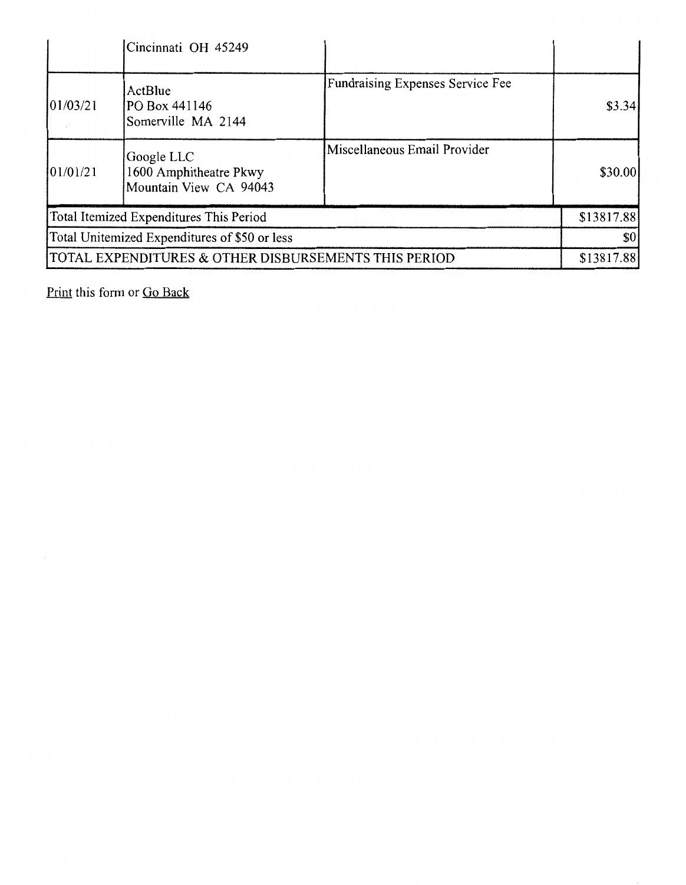| | | | |
|---|---|---|---|
| | Cincinnati OH 45249 | | |
| 01/03/21 | ActBlue<br>PO Box 441146<br>Somerville MA 2144 | Fundraising Expenses Service Fee | $3.34 |
| 01/01/21 | Google LLC<br>1600 Amphitheatre Pkwy<br>Mountain View CA 94043 | Miscellaneous Email Provider | $30.00 |
| Total Itemized Expenditures This Period | | | $13817.88 |
| Total Unitemized Expenditures of $50 or less | | | $0 |
| TOTAL EXPENDITURES & OTHER DISBURSEMENTS THIS PERIOD | | | $13817.88 |

Print this form or Go Back